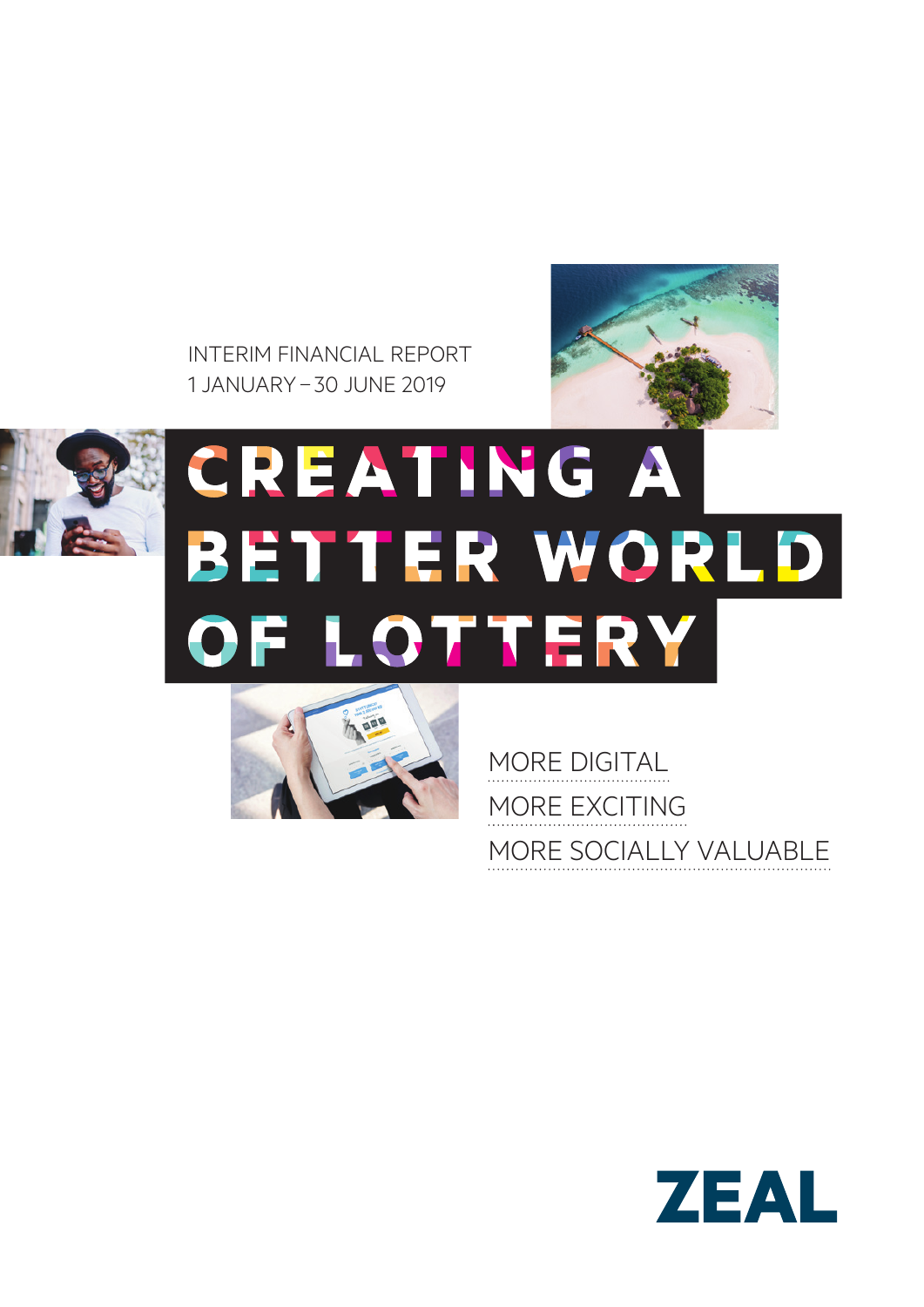INTERIM FINANCIAL REPORT
1 JANUARY – 30 JUNE 2019

# CREATING A BETTER WORLD OF LOTTERY

MORE DIGITAL

MORE EXCITING

MORE SOCIALLY VALUABLE

ZEAL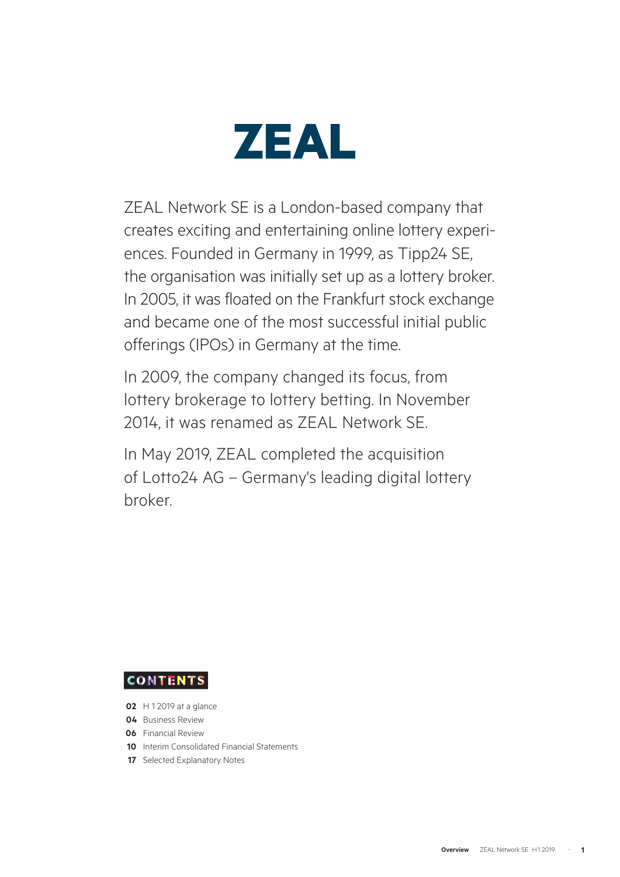# ZEAL

ZEAL Network SE is a London-based company that creates exciting and entertaining online lottery experiences. Founded in Germany in 1999, as Tipp24 SE, the organisation was initially set up as a lottery broker. In 2005, it was floated on the Frankfurt stock exchange and became one of the most successful initial public offerings (IPOs) in Germany at the time.

In 2009, the company changed its focus, from lottery brokerage to lottery betting. In November 2014, it was renamed as ZEAL Network SE.

In May 2019, ZEAL completed the acquisition of Lotto24 AG – Germany's leading digital lottery broker.

## CONTENTS

**02** H 1 2019 at a glance
**04** Business Review
**06** Financial Review
**10** Interim Consolidated Financial Statements
**17** Selected Explanatory Notes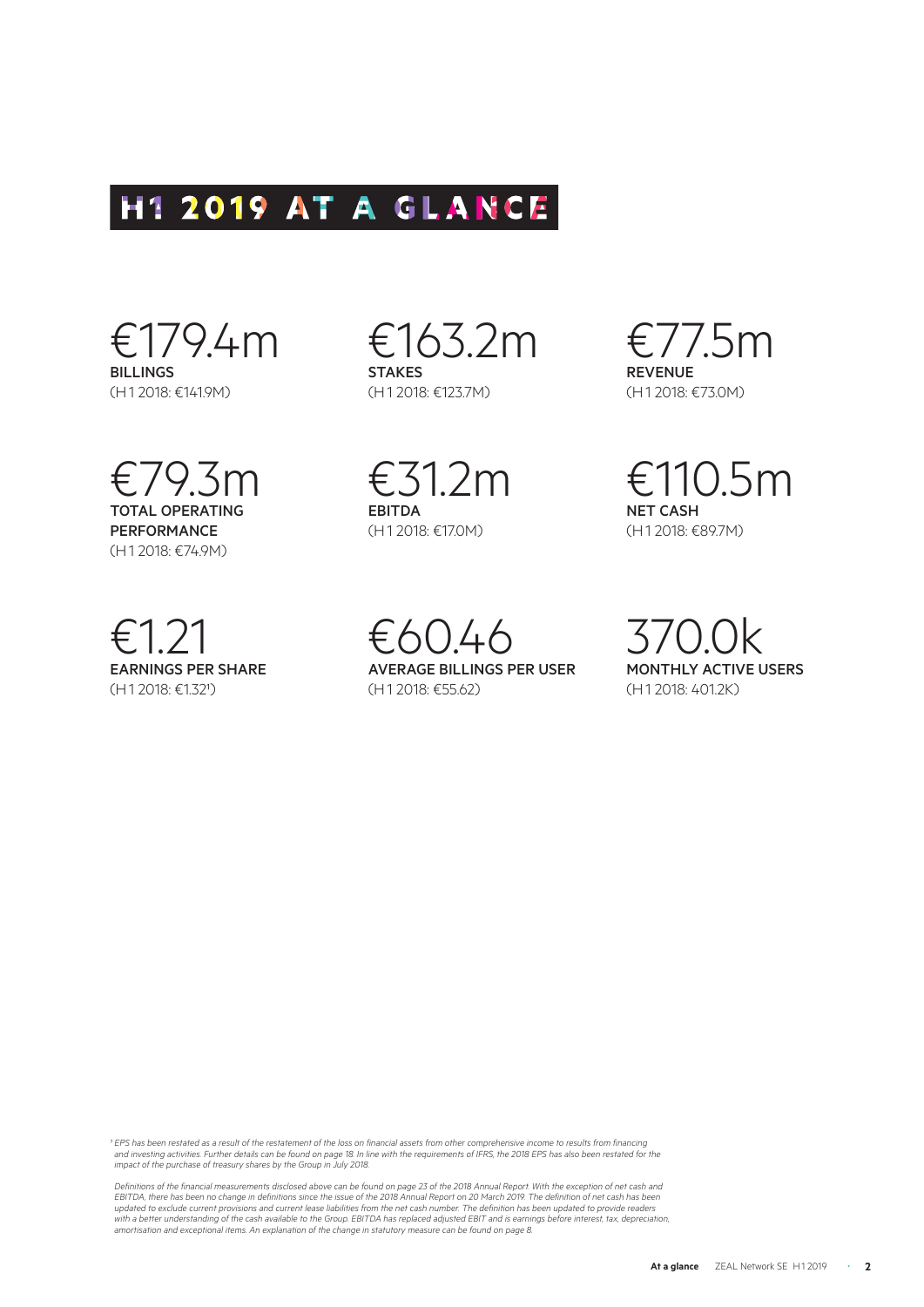# H1 2019 AT A GLANCE

€179.4m
**BILLINGS**
(H1 2018: €141.9M)

€163.2m
**STAKES**
(H1 2018: €123.7M)

€77.5m
**REVENUE**
(H1 2018: €73.0M)

€79.3m
**TOTAL OPERATING PERFORMANCE**
(H1 2018: €74.9M)

€31.2m
**EBITDA**
(H1 2018: €17.0M)

€110.5m
**NET CASH**
(H1 2018: €89.7M)

€1.21
**EARNINGS PER SHARE**
(H1 2018: €1.32[1])

€60.46
**AVERAGE BILLINGS PER USER**
(H1 2018: €55.62)

370.0k
**MONTHLY ACTIVE USERS**
(H1 2018: 401.2K)

*[1] EPS has been restated as a result of the restatement of the loss on financial assets from other comprehensive income to results from financing and investing activities. Further details can be found on page 18. In line with the requirements of IFRS, the 2018 EPS has also been restated for the impact of the purchase of treasury shares by the Group in July 2018.*

*Definitions of the financial measurements disclosed above can be found on page 23 of the 2018 Annual Report. With the exception of net cash and EBITDA, there has been no change in definitions since the issue of the 2018 Annual Report on 20 March 2019. The definition of net cash has been updated to exclude current provisions and current lease liabilities from the net cash number. The definition has been updated to provide readers with a better understanding of the cash available to the Group. EBITDA has replaced adjusted EBIT and is earnings before interest, tax, depreciation, amortisation and exceptional items. An explanation of the change in statutory measure can be found on page 8.*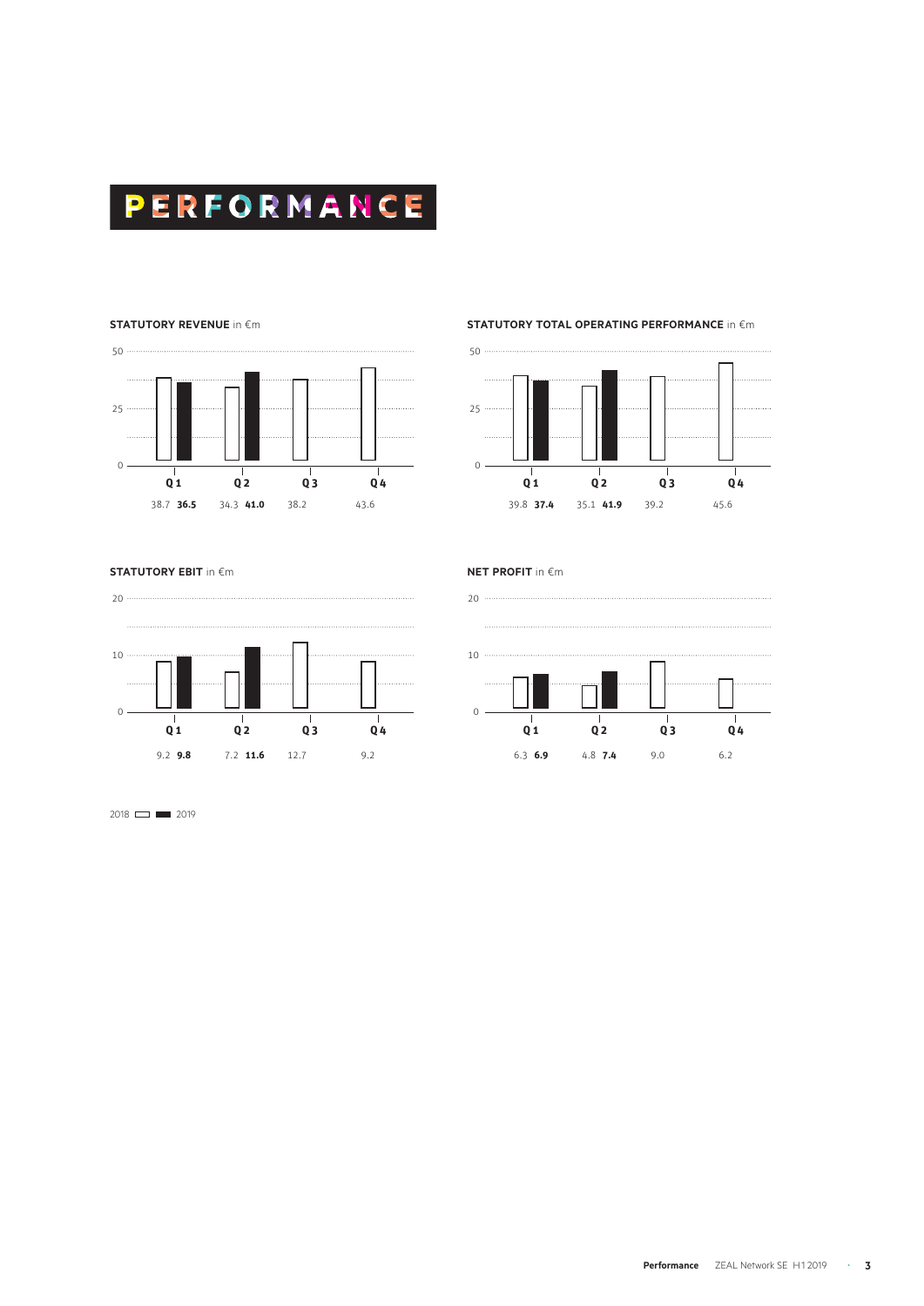# PERFORMANCE

**STATUTORY REVENUE** in €m

| | Q1 | Q2 | Q3 | Q4 |
|---|---|---|---|---|
| 2018 | 38.7 | 34.3 | 38.2 | 43.6 |
| 2019 | **36.5** | **41.0** | | |

**STATUTORY TOTAL OPERATING PERFORMANCE** in €m

| | Q1 | Q2 | Q3 | Q4 |
|---|---|---|---|---|
| 2018 | 39.8 | 35.1 | 39.2 | 45.6 |
| 2019 | **37.4** | **41.9** | | |

**STATUTORY EBIT** in €m

| | Q1 | Q2 | Q3 | Q4 |
|---|---|---|---|---|
| 2018 | 9.2 | 7.2 | 12.7 | 9.2 |
| 2019 | **9.8** | **11.6** | | |

**NET PROFIT** in €m

| | Q1 | Q2 | Q3 | Q4 |
|---|---|---|---|---|
| 2018 | 6.3 | 4.8 | 9.0 | 6.2 |
| 2019 | **6.9** | **7.4** | | |

2018 ☐ ■ 2019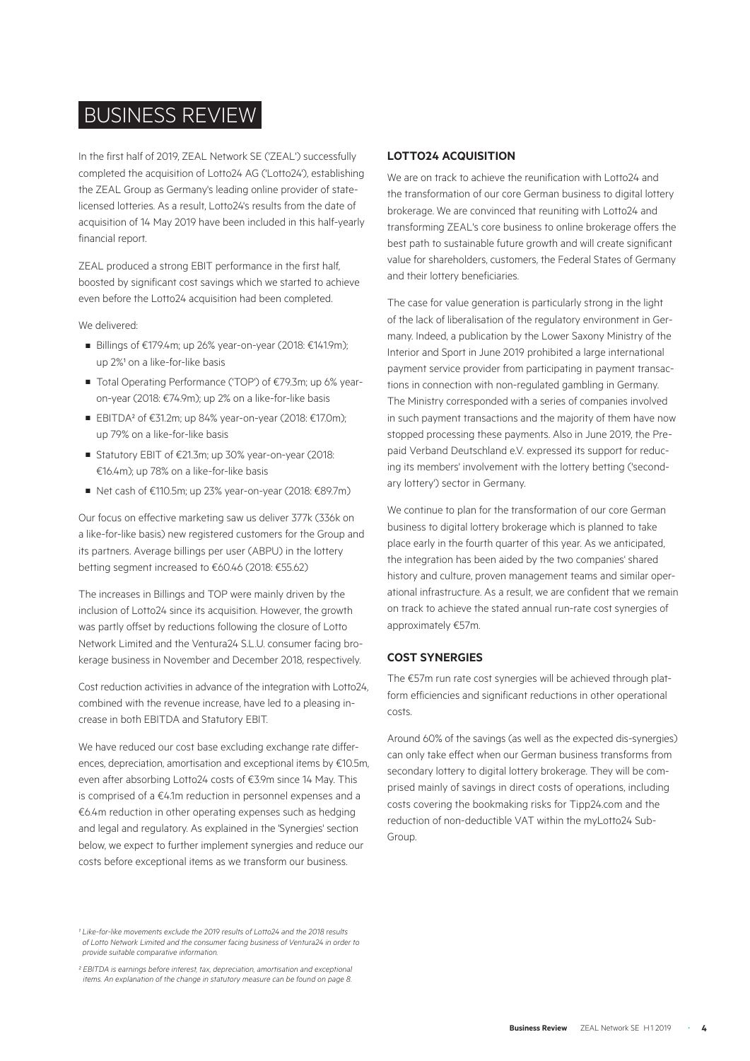# BUSINESS REVIEW

In the first half of 2019, ZEAL Network SE ('ZEAL') successfully completed the acquisition of Lotto24 AG ('Lotto24'), establishing the ZEAL Group as Germany's leading online provider of state-licensed lotteries. As a result, Lotto24's results from the date of acquisition of 14 May 2019 have been included in this half-yearly financial report.

ZEAL produced a strong EBIT performance in the first half, boosted by significant cost savings which we started to achieve even before the Lotto24 acquisition had been completed.

We delivered:

- Billings of €179.4m; up 26% year-on-year (2018: €141.9m); up 2%[1] on a like-for-like basis
- Total Operating Performance ('TOP') of €79.3m; up 6% year-on-year (2018: €74.9m); up 2% on a like-for-like basis
- EBITDA[2] of €31.2m; up 84% year-on-year (2018: €17.0m); up 79% on a like-for-like basis
- Statutory EBIT of €21.3m; up 30% year-on-year (2018: €16.4m); up 78% on a like-for-like basis
- Net cash of €110.5m; up 23% year-on-year (2018: €89.7m)

Our focus on effective marketing saw us deliver 377k (336k on a like-for-like basis) new registered customers for the Group and its partners. Average billings per user (ABPU) in the lottery betting segment increased to €60.46 (2018: €55.62)

The increases in Billings and TOP were mainly driven by the inclusion of Lotto24 since its acquisition. However, the growth was partly offset by reductions following the closure of Lotto Network Limited and the Ventura24 S.L.U. consumer facing brokerage business in November and December 2018, respectively.

Cost reduction activities in advance of the integration with Lotto24, combined with the revenue increase, have led to a pleasing increase in both EBITDA and Statutory EBIT.

We have reduced our cost base excluding exchange rate differences, depreciation, amortisation and exceptional items by €10.5m, even after absorbing Lotto24 costs of €3.9m since 14 May. This is comprised of a €4.1m reduction in personnel expenses and a €6.4m reduction in other operating expenses such as hedging and legal and regulatory. As explained in the 'Synergies' section below, we expect to further implement synergies and reduce our costs before exceptional items as we transform our business.

### LOTTO24 ACQUISITION

We are on track to achieve the reunification with Lotto24 and the transformation of our core German business to digital lottery brokerage. We are convinced that reuniting with Lotto24 and transforming ZEAL's core business to online brokerage offers the best path to sustainable future growth and will create significant value for shareholders, customers, the Federal States of Germany and their lottery beneficiaries.

The case for value generation is particularly strong in the light of the lack of liberalisation of the regulatory environment in Germany. Indeed, a publication by the Lower Saxony Ministry of the Interior and Sport in June 2019 prohibited a large international payment service provider from participating in payment transactions in connection with non-regulated gambling in Germany. The Ministry corresponded with a series of companies involved in such payment transactions and the majority of them have now stopped processing these payments. Also in June 2019, the Prepaid Verband Deutschland e.V. expressed its support for reducing its members' involvement with the lottery betting ('secondary lottery') sector in Germany.

We continue to plan for the transformation of our core German business to digital lottery brokerage which is planned to take place early in the fourth quarter of this year. As we anticipated, the integration has been aided by the two companies' shared history and culture, proven management teams and similar operational infrastructure. As a result, we are confident that we remain on track to achieve the stated annual run-rate cost synergies of approximately €57m.

### COST SYNERGIES

The €57m run rate cost synergies will be achieved through platform efficiencies and significant reductions in other operational costs.

Around 60% of the savings (as well as the expected dis-synergies) can only take effect when our German business transforms from secondary lottery to digital lottery brokerage. They will be comprised mainly of savings in direct costs of operations, including costs covering the bookmaking risks for Tipp24.com and the reduction of non-deductible VAT within the myLotto24 Sub-Group.

*[1] Like-for-like movements exclude the 2019 results of Lotto24 and the 2018 results of Lotto Network Limited and the consumer facing business of Ventura24 in order to provide suitable comparative information.*

*[2] EBITDA is earnings before interest, tax, depreciation, amortisation and exceptional items. An explanation of the change in statutory measure can be found on page 8.*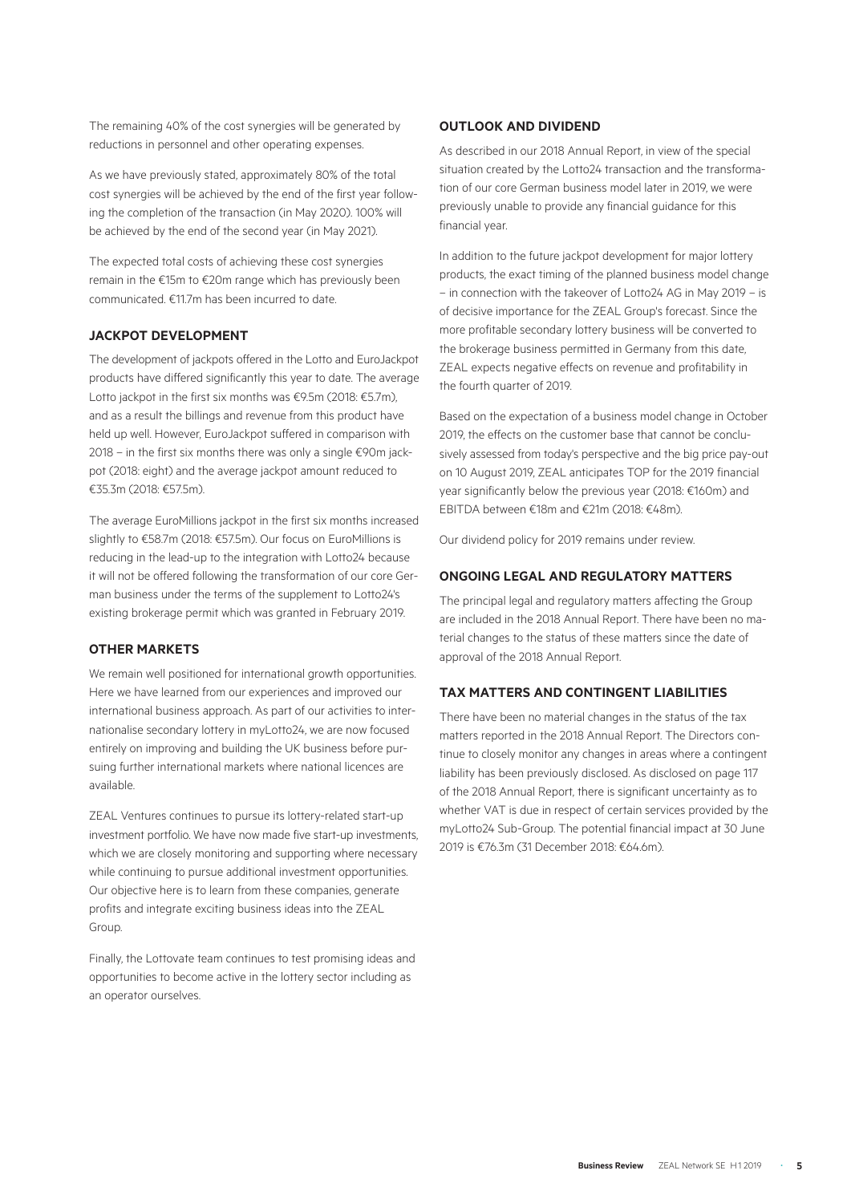The remaining 40% of the cost synergies will be generated by reductions in personnel and other operating expenses.

As we have previously stated, approximately 80% of the total cost synergies will be achieved by the end of the first year following the completion of the transaction (in May 2020). 100% will be achieved by the end of the second year (in May 2021).

The expected total costs of achieving these cost synergies remain in the €15m to €20m range which has previously been communicated. €11.7m has been incurred to date.

## JACKPOT DEVELOPMENT

The development of jackpots offered in the Lotto and EuroJackpot products have differed significantly this year to date. The average Lotto jackpot in the first six months was €9.5m (2018: €5.7m), and as a result the billings and revenue from this product have held up well. However, EuroJackpot suffered in comparison with 2018 – in the first six months there was only a single €90m jackpot (2018: eight) and the average jackpot amount reduced to €35.3m (2018: €57.5m).

The average EuroMillions jackpot in the first six months increased slightly to €58.7m (2018: €57.5m). Our focus on EuroMillions is reducing in the lead-up to the integration with Lotto24 because it will not be offered following the transformation of our core German business under the terms of the supplement to Lotto24's existing brokerage permit which was granted in February 2019.

## OTHER MARKETS

We remain well positioned for international growth opportunities. Here we have learned from our experiences and improved our international business approach. As part of our activities to internationalise secondary lottery in myLotto24, we are now focused entirely on improving and building the UK business before pursuing further international markets where national licences are available.

ZEAL Ventures continues to pursue its lottery-related start-up investment portfolio. We have now made five start-up investments, which we are closely monitoring and supporting where necessary while continuing to pursue additional investment opportunities. Our objective here is to learn from these companies, generate profits and integrate exciting business ideas into the ZEAL Group.

Finally, the Lottovate team continues to test promising ideas and opportunities to become active in the lottery sector including as an operator ourselves.

## OUTLOOK AND DIVIDEND

As described in our 2018 Annual Report, in view of the special situation created by the Lotto24 transaction and the transformation of our core German business model later in 2019, we were previously unable to provide any financial guidance for this financial year.

In addition to the future jackpot development for major lottery products, the exact timing of the planned business model change – in connection with the takeover of Lotto24 AG in May 2019 – is of decisive importance for the ZEAL Group's forecast. Since the more profitable secondary lottery business will be converted to the brokerage business permitted in Germany from this date, ZEAL expects negative effects on revenue and profitability in the fourth quarter of 2019.

Based on the expectation of a business model change in October 2019, the effects on the customer base that cannot be conclusively assessed from today's perspective and the big price pay-out on 10 August 2019, ZEAL anticipates TOP for the 2019 financial year significantly below the previous year (2018: €160m) and EBITDA between €18m and €21m (2018: €48m).

Our dividend policy for 2019 remains under review.

## ONGOING LEGAL AND REGULATORY MATTERS

The principal legal and regulatory matters affecting the Group are included in the 2018 Annual Report. There have been no material changes to the status of these matters since the date of approval of the 2018 Annual Report.

## TAX MATTERS AND CONTINGENT LIABILITIES

There have been no material changes in the status of the tax matters reported in the 2018 Annual Report. The Directors continue to closely monitor any changes in areas where a contingent liability has been previously disclosed. As disclosed on page 117 of the 2018 Annual Report, there is significant uncertainty as to whether VAT is due in respect of certain services provided by the myLotto24 Sub-Group. The potential financial impact at 30 June 2019 is €76.3m (31 December 2018: €64.6m).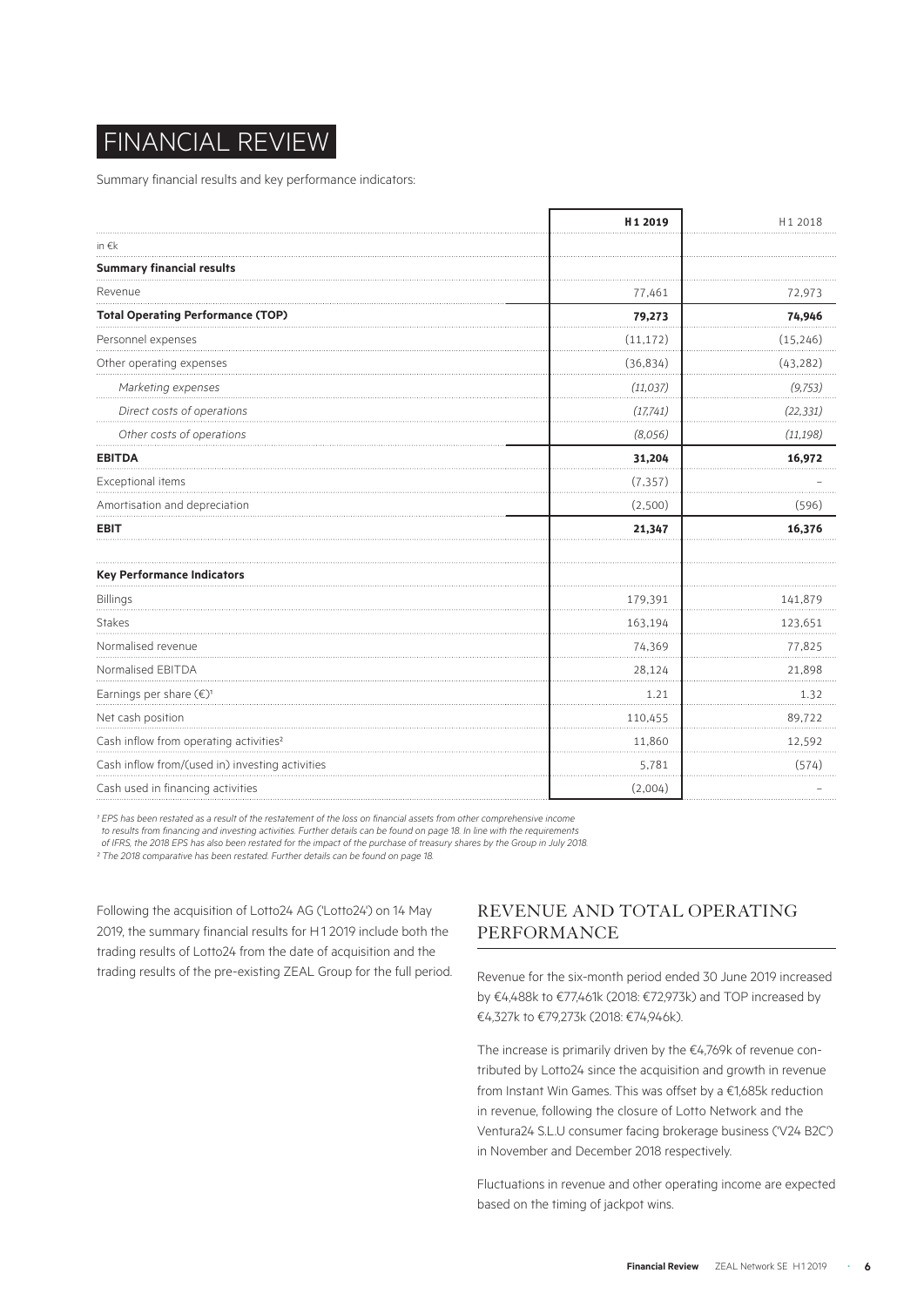# FINANCIAL REVIEW

Summary financial results and key performance indicators:

| | H1 2019 | H1 2018 |
|---|---|---|
| in €k | | |
| **Summary financial results** | | |
| Revenue | 77,461 | 72,973 |
| **Total Operating Performance (TOP)** | **79,273** | **74,946** |
| Personnel expenses | (11,172) | (15,246) |
| Other operating expenses | (36,834) | (43,282) |
| *Marketing expenses* | *(11,037)* | *(9,753)* |
| *Direct costs of operations* | *(17,741)* | *(22,331)* |
| *Other costs of operations* | *(8,056)* | *(11,198)* |
| **EBITDA** | **31,204** | **16,972** |
| Exceptional items | (7,357) | – |
| Amortisation and depreciation | (2,500) | (596) |
| **EBIT** | **21,347** | **16,376** |
| | | |
| **Key Performance Indicators** | | |
| Billings | 179,391 | 141,879 |
| Stakes | 163,194 | 123,651 |
| Normalised revenue | 74,369 | 77,825 |
| Normalised EBITDA | 28,124 | 21,898 |
| Earnings per share (€)[1] | 1.21 | 1.32 |
| Net cash position | 110,455 | 89,722 |
| Cash inflow from operating activities[2] | 11,860 | 12,592 |
| Cash inflow from/(used in) investing activities | 5,781 | (574) |
| Cash used in financing activities | (2,004) | – |

*[1] EPS has been restated as a result of the restatement of the loss on financial assets from other comprehensive income to results from financing and investing activities. Further details can be found on page 18. In line with the requirements of IFRS, the 2018 EPS has also been restated for the impact of the purchase of treasury shares by the Group in July 2018.*
*[2] The 2018 comparative has been restated. Further details can be found on page 18.*

Following the acquisition of Lotto24 AG ('Lotto24') on 14 May 2019, the summary financial results for H1 2019 include both the trading results of Lotto24 from the date of acquisition and the trading results of the pre-existing ZEAL Group for the full period.

## REVENUE AND TOTAL OPERATING PERFORMANCE

Revenue for the six-month period ended 30 June 2019 increased by €4,488k to €77,461k (2018: €72,973k) and TOP increased by €4,327k to €79,273k (2018: €74,946k).

The increase is primarily driven by the €4,769k of revenue contributed by Lotto24 since the acquisition and growth in revenue from Instant Win Games. This was offset by a €1,685k reduction in revenue, following the closure of Lotto Network and the Ventura24 S.L.U consumer facing brokerage business ('V24 B2C') in November and December 2018 respectively.

Fluctuations in revenue and other operating income are expected based on the timing of jackpot wins.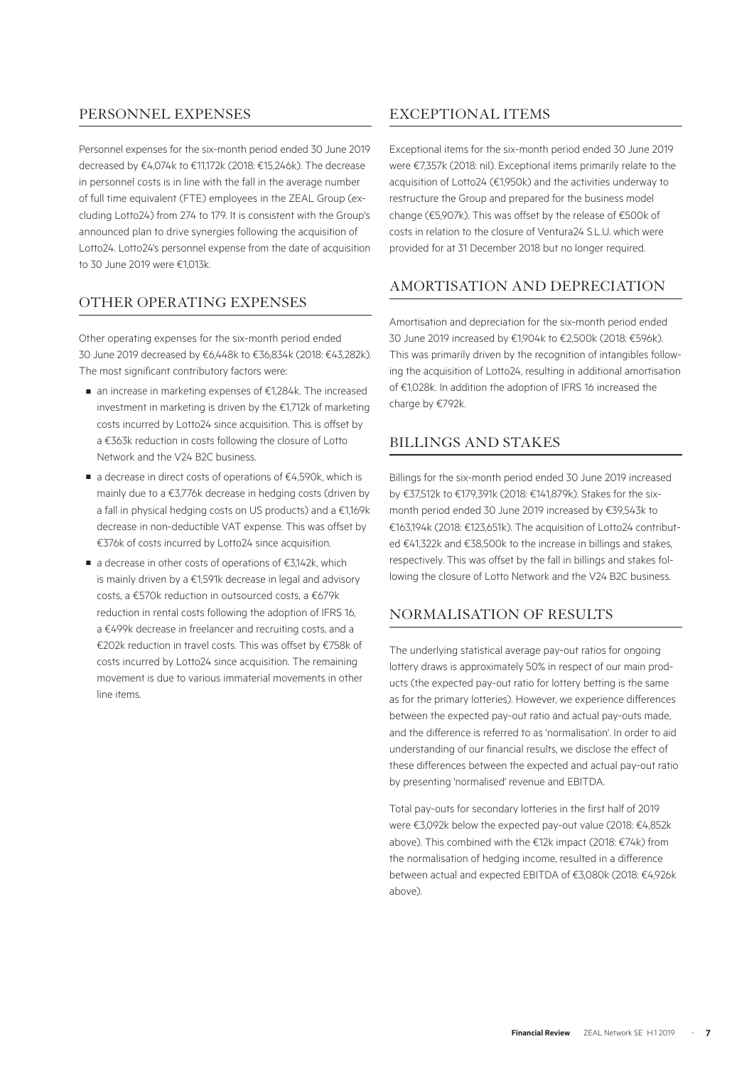## PERSONNEL EXPENSES

Personnel expenses for the six-month period ended 30 June 2019 decreased by €4,074k to €11,172k (2018: €15,246k). The decrease in personnel costs is in line with the fall in the average number of full time equivalent (FTE) employees in the ZEAL Group (excluding Lotto24) from 274 to 179. It is consistent with the Group's announced plan to drive synergies following the acquisition of Lotto24. Lotto24's personnel expense from the date of acquisition to 30 June 2019 were €1,013k.

## OTHER OPERATING EXPENSES

Other operating expenses for the six-month period ended 30 June 2019 decreased by €6,448k to €36,834k (2018: €43,282k). The most significant contributory factors were:

- an increase in marketing expenses of €1,284k. The increased investment in marketing is driven by the €1,712k of marketing costs incurred by Lotto24 since acquisition. This is offset by a €363k reduction in costs following the closure of Lotto Network and the V24 B2C business.
- a decrease in direct costs of operations of €4,590k, which is mainly due to a €3,776k decrease in hedging costs (driven by a fall in physical hedging costs on US products) and a €1,169k decrease in non-deductible VAT expense. This was offset by €376k of costs incurred by Lotto24 since acquisition.
- a decrease in other costs of operations of €3,142k, which is mainly driven by a €1,591k decrease in legal and advisory costs, a €570k reduction in outsourced costs, a €679k reduction in rental costs following the adoption of IFRS 16, a €499k decrease in freelancer and recruiting costs, and a €202k reduction in travel costs. This was offset by €758k of costs incurred by Lotto24 since acquisition. The remaining movement is due to various immaterial movements in other line items.

## EXCEPTIONAL ITEMS

Exceptional items for the six-month period ended 30 June 2019 were €7,357k (2018: nil). Exceptional items primarily relate to the acquisition of Lotto24 (€1,950k) and the activities underway to restructure the Group and prepared for the business model change (€5,907k). This was offset by the release of €500k of costs in relation to the closure of Ventura24 S.L.U. which were provided for at 31 December 2018 but no longer required.

## AMORTISATION AND DEPRECIATION

Amortisation and depreciation for the six-month period ended 30 June 2019 increased by €1,904k to €2,500k (2018: €596k). This was primarily driven by the recognition of intangibles following the acquisition of Lotto24, resulting in additional amortisation of €1,028k. In addition the adoption of IFRS 16 increased the charge by €792k.

## BILLINGS AND STAKES

Billings for the six-month period ended 30 June 2019 increased by €37,512k to €179,391k (2018: €141,879k). Stakes for the six-month period ended 30 June 2019 increased by €39,543k to €163,194k (2018: €123,651k). The acquisition of Lotto24 contributed €41,322k and €38,500k to the increase in billings and stakes, respectively. This was offset by the fall in billings and stakes following the closure of Lotto Network and the V24 B2C business.

## NORMALISATION OF RESULTS

The underlying statistical average pay-out ratios for ongoing lottery draws is approximately 50% in respect of our main products (the expected pay-out ratio for lottery betting is the same as for the primary lotteries). However, we experience differences between the expected pay-out ratio and actual pay-outs made, and the difference is referred to as 'normalisation'. In order to aid understanding of our financial results, we disclose the effect of these differences between the expected and actual pay-out ratio by presenting 'normalised' revenue and EBITDA.

Total pay-outs for secondary lotteries in the first half of 2019 were €3,092k below the expected pay-out value (2018: €4,852k above). This combined with the €12k impact (2018: €74k) from the normalisation of hedging income, resulted in a difference between actual and expected EBITDA of €3,080k (2018: €4,926k above).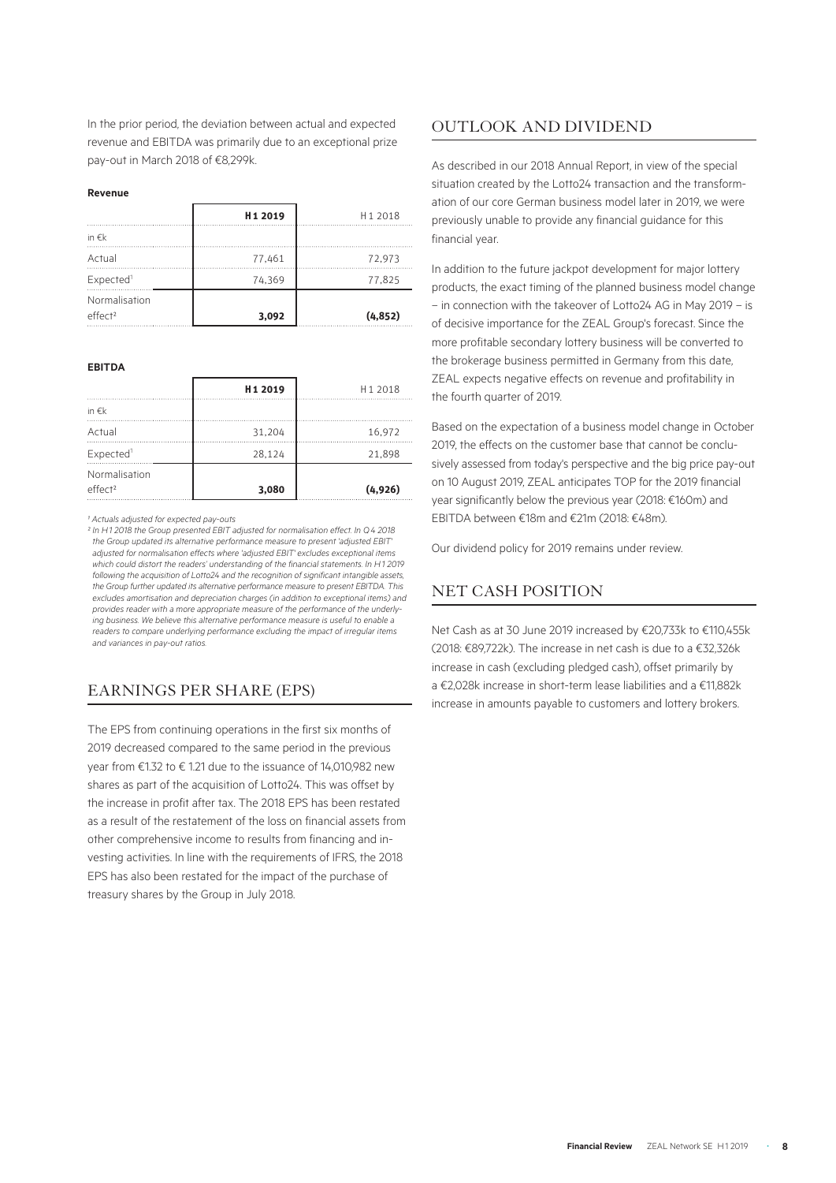In the prior period, the deviation between actual and expected revenue and EBITDA was primarily due to an exceptional prize pay-out in March 2018 of €8,299k.

**Revenue**

| | **H 1 2019** | H 1 2018 |
|---|---|---|
| in €k | | |
| Actual | 77,461 | 72,973 |
| Expected[1] | 74,369 | 77,825 |
| Normalisation effect[2] | **3,092** | **(4,852)** |

**EBITDA**

| | **H 1 2019** | H 1 2018 |
|---|---|---|
| in €k | | |
| Actual | 31,204 | 16,972 |
| Expected[1] | 28,124 | 21,898 |
| Normalisation effect[2] | **3,080** | **(4,926)** |

*[1] Actuals adjusted for expected pay-outs*

*[2] In H1 2018 the Group presented EBIT adjusted for normalisation effect. In Q4 2018 the Group updated its alternative performance measure to present 'adjusted EBIT' adjusted for normalisation effects where 'adjusted EBIT' excludes exceptional items which could distort the readers' understanding of the financial statements. In H1 2019 following the acquisition of Lotto24 and the recognition of significant intangible assets, the Group further updated its alternative performance measure to present EBITDA. This excludes amortisation and depreciation charges (in addition to exceptional items) and provides reader with a more appropriate measure of the performance of the underlying business. We believe this alternative performance measure is useful to enable a readers to compare underlying performance excluding the impact of irregular items and variances in pay-out ratios.*

## EARNINGS PER SHARE (EPS)

The EPS from continuing operations in the first six months of 2019 decreased compared to the same period in the previous year from €1.32 to € 1.21 due to the issuance of 14,010,982 new shares as part of the acquisition of Lotto24. This was offset by the increase in profit after tax. The 2018 EPS has been restated as a result of the restatement of the loss on financial assets from other comprehensive income to results from financing and investing activities. In line with the requirements of IFRS, the 2018 EPS has also been restated for the impact of the purchase of treasury shares by the Group in July 2018.

## OUTLOOK AND DIVIDEND

As described in our 2018 Annual Report, in view of the special situation created by the Lotto24 transaction and the transformation of our core German business model later in 2019, we were previously unable to provide any financial guidance for this financial year.

In addition to the future jackpot development for major lottery products, the exact timing of the planned business model change – in connection with the takeover of Lotto24 AG in May 2019 – is of decisive importance for the ZEAL Group's forecast. Since the more profitable secondary lottery business will be converted to the brokerage business permitted in Germany from this date, ZEAL expects negative effects on revenue and profitability in the fourth quarter of 2019.

Based on the expectation of a business model change in October 2019, the effects on the customer base that cannot be conclusively assessed from today's perspective and the big price pay-out on 10 August 2019, ZEAL anticipates TOP for the 2019 financial year significantly below the previous year (2018: €160m) and EBITDA between €18m and €21m (2018: €48m).

Our dividend policy for 2019 remains under review.

## NET CASH POSITION

Net Cash as at 30 June 2019 increased by €20,733k to €110,455k (2018: €89,722k). The increase in net cash is due to a €32,326k increase in cash (excluding pledged cash), offset primarily by a €2,028k increase in short-term lease liabilities and a €11,882k increase in amounts payable to customers and lottery brokers.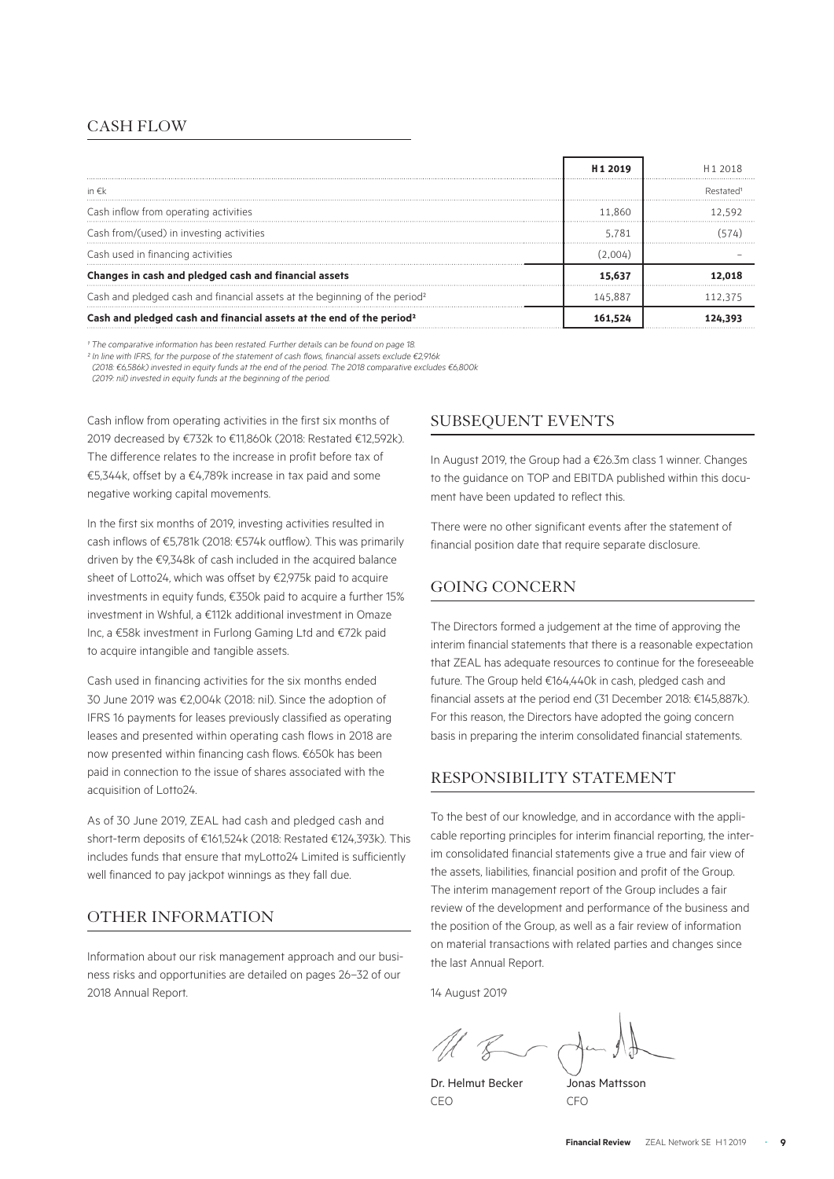## CASH FLOW

| in €k | H 1 2019 | H 1 2018 Restated[1] |
|---|---|---|
| Cash inflow from operating activities | 11,860 | 12,592 |
| Cash from/(used) in investing activities | 5,781 | (574) |
| Cash used in financing activities | (2,004) | – |
| **Changes in cash and pledged cash and financial assets** | **15,637** | **12,018** |
| Cash and pledged cash and financial assets at the beginning of the period[2] | 145,887 | 112,375 |
| **Cash and pledged cash and financial assets at the end of the period[2]** | **161,524** | **124,393** |

*[1] The comparative information has been restated. Further details can be found on page 18.*
*[2] In line with IFRS, for the purpose of the statement of cash flows, financial assets exclude €2,916k (2018: €6,586k) invested in equity funds at the end of the period. The 2018 comparative excludes €6,800k (2019: nil) invested in equity funds at the beginning of the period.*

Cash inflow from operating activities in the first six months of 2019 decreased by €732k to €11,860k (2018: Restated €12,592k). The difference relates to the increase in profit before tax of €5,344k, offset by a €4,789k increase in tax paid and some negative working capital movements.

In the first six months of 2019, investing activities resulted in cash inflows of €5,781k (2018: €574k outflow). This was primarily driven by the €9,348k of cash included in the acquired balance sheet of Lotto24, which was offset by €2,975k paid to acquire investments in equity funds, €350k paid to acquire a further 15% investment in Wshful, a €112k additional investment in Omaze Inc, a €58k investment in Furlong Gaming Ltd and €72k paid to acquire intangible and tangible assets.

Cash used in financing activities for the six months ended 30 June 2019 was €2,004k (2018: nil). Since the adoption of IFRS 16 payments for leases previously classified as operating leases and presented within operating cash flows in 2018 are now presented within financing cash flows. €650k has been paid in connection to the issue of shares associated with the acquisition of Lotto24.

As of 30 June 2019, ZEAL had cash and pledged cash and short-term deposits of €161,524k (2018: Restated €124,393k). This includes funds that ensure that myLotto24 Limited is sufficiently well financed to pay jackpot winnings as they fall due.

## OTHER INFORMATION

Information about our risk management approach and our business risks and opportunities are detailed on pages 26–32 of our 2018 Annual Report.

## SUBSEQUENT EVENTS

In August 2019, the Group had a €26.3m class 1 winner. Changes to the guidance on TOP and EBITDA published within this document have been updated to reflect this.

There were no other significant events after the statement of financial position date that require separate disclosure.

## GOING CONCERN

The Directors formed a judgement at the time of approving the interim financial statements that there is a reasonable expectation that ZEAL has adequate resources to continue for the foreseeable future. The Group held €164,440k in cash, pledged cash and financial assets at the period end (31 December 2018: €145,887k). For this reason, the Directors have adopted the going concern basis in preparing the interim consolidated financial statements.

## RESPONSIBILITY STATEMENT

To the best of our knowledge, and in accordance with the applicable reporting principles for interim financial reporting, the interim consolidated financial statements give a true and fair view of the assets, liabilities, financial position and profit of the Group. The interim management report of the Group includes a fair review of the development and performance of the business and the position of the Group, as well as a fair review of information on material transactions with related parties and changes since the last Annual Report.

14 August 2019

Dr. Helmut Becker
CEO

Jonas Mattsson
CFO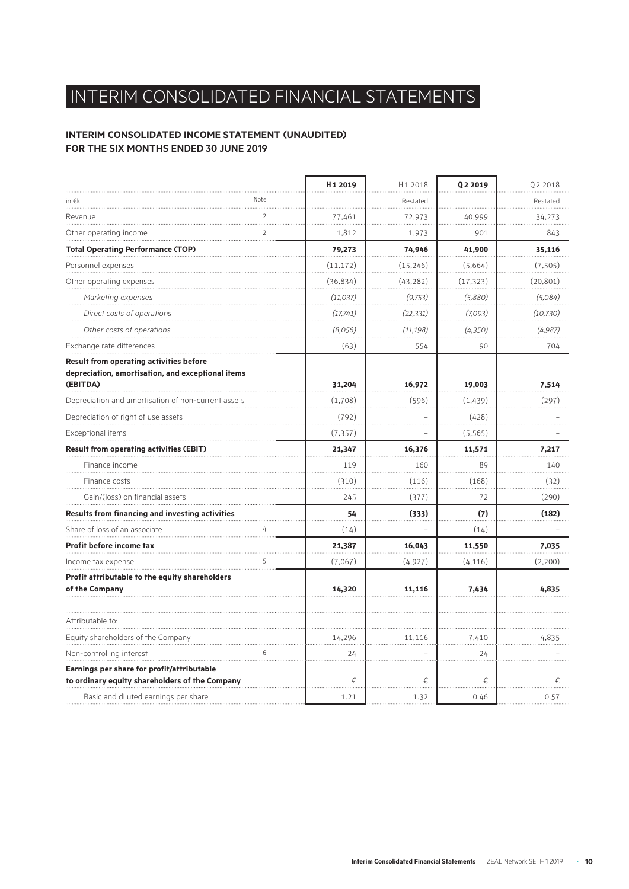# INTERIM CONSOLIDATED FINANCIAL STATEMENTS

## INTERIM CONSOLIDATED INCOME STATEMENT (UNAUDITED) FOR THE SIX MONTHS ENDED 30 JUNE 2019

| in €k | Note | **H1 2019** | H1 2018 | **Q2 2019** | Q2 2018 |
|---|---|---|---|---|---|
| | | | Restated | | Restated |
| Revenue | 2 | 77,461 | 72,973 | 40,999 | 34,273 |
| Other operating income | 2 | 1,812 | 1,973 | 901 | 843 |
| **Total Operating Performance (TOP)** | | **79,273** | **74,946** | **41,900** | **35,116** |
| Personnel expenses | | (11,172) | (15,246) | (5,664) | (7,505) |
| Other operating expenses | | (36,834) | (43,282) | (17,323) | (20,801) |
| *Marketing expenses* | | *(11,037)* | *(9,753)* | *(5,880)* | *(5,084)* |
| *Direct costs of operations* | | *(17,741)* | *(22,331)* | *(7,093)* | *(10,730)* |
| *Other costs of operations* | | *(8,056)* | *(11,198)* | *(4,350)* | *(4,987)* |
| Exchange rate differences | | (63) | 554 | 90 | 704 |
| **Result from operating activities before depreciation, amortisation, and exceptional items (EBITDA)** | | **31,204** | **16,972** | **19,003** | **7,514** |
| Depreciation and amortisation of non-current assets | | (1,708) | (596) | (1,439) | (297) |
| Depreciation of right of use assets | | (792) | – | (428) | – |
| Exceptional items | | (7,357) | – | (5,565) | – |
| **Result from operating activities (EBIT)** | | **21,347** | **16,376** | **11,571** | **7,217** |
| Finance income | | 119 | 160 | 89 | 140 |
| Finance costs | | (310) | (116) | (168) | (32) |
| Gain/(loss) on financial assets | | 245 | (377) | 72 | (290) |
| **Results from financing and investing activities** | | **54** | **(333)** | **(7)** | **(182)** |
| Share of loss of an associate | 4 | (14) | – | (14) | – |
| **Profit before income tax** | | **21,387** | **16,043** | **11,550** | **7,035** |
| Income tax expense | 5 | (7,067) | (4,927) | (4,116) | (2,200) |
| **Profit attributable to the equity shareholders of the Company** | | **14,320** | **11,116** | **7,434** | **4,835** |
| | | | | | |
| Attributable to: | | | | | |
| Equity shareholders of the Company | | 14,296 | 11,116 | 7,410 | 4,835 |
| Non-controlling interest | 6 | 24 | – | 24 | – |
| **Earnings per share for profit/attributable to ordinary equity shareholders of the Company** | | € | € | € | € |
| Basic and diluted earnings per share | | 1.21 | 1.32 | 0.46 | 0.57 |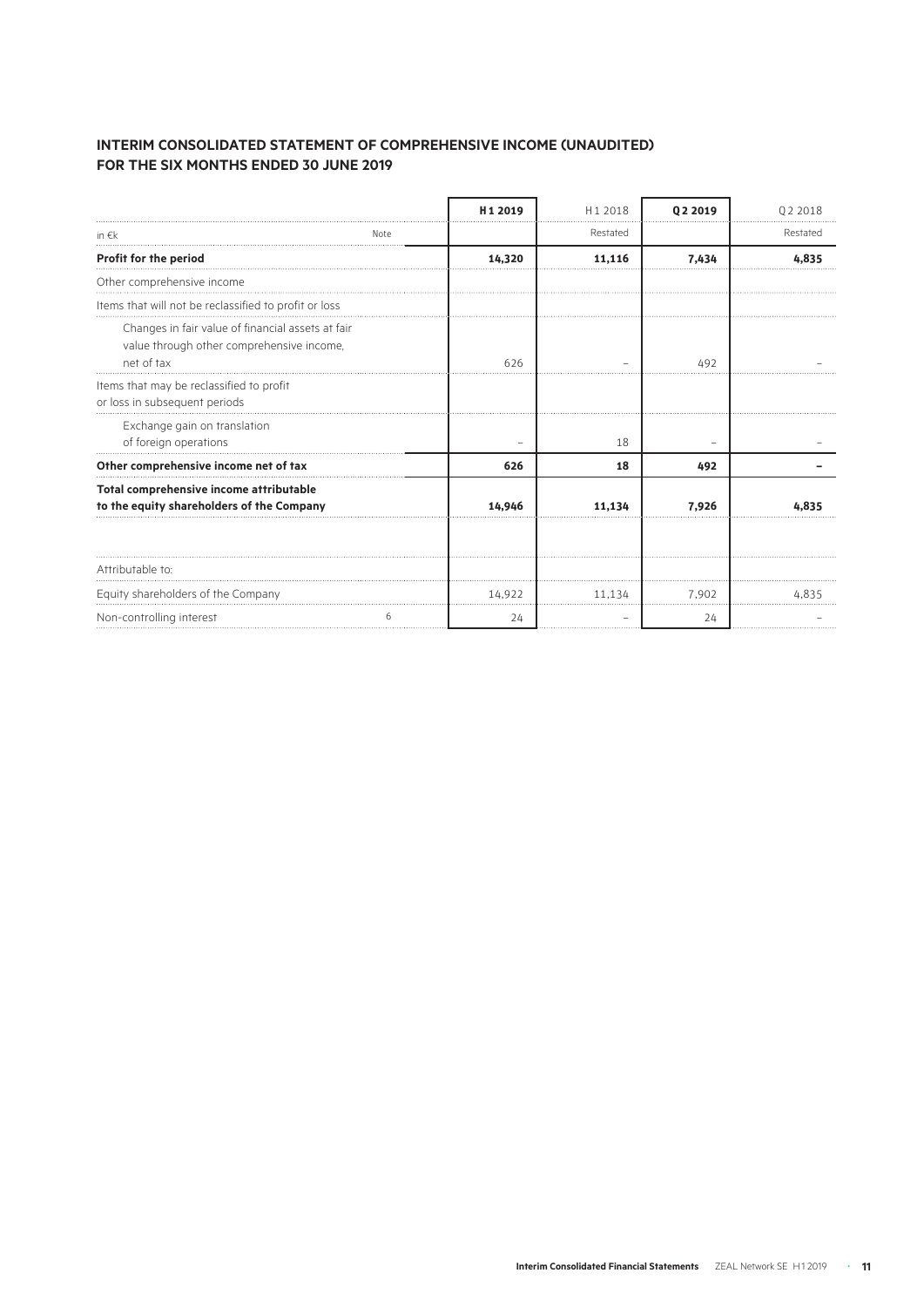## INTERIM CONSOLIDATED STATEMENT OF COMPREHENSIVE INCOME (UNAUDITED) FOR THE SIX MONTHS ENDED 30 JUNE 2019

| in €k | Note | **H1 2019** | H1 2018 | **Q2 2019** | Q2 2018 |
|---|---|---|---|---|---|
| | | | Restated | | Restated |
| **Profit for the period** | | **14,320** | **11,116** | **7,434** | **4,835** |
| Other comprehensive income | | | | | |
| Items that will not be reclassified to profit or loss | | | | | |
| Changes in fair value of financial assets at fair value through other comprehensive income, net of tax | | 626 | – | 492 | – |
| Items that may be reclassified to profit or loss in subsequent periods | | | | | |
| Exchange gain on translation of foreign operations | | – | 18 | – | – |
| **Other comprehensive income net of tax** | | **626** | **18** | **492** | **–** |
| **Total comprehensive income attributable to the equity shareholders of the Company** | | **14,946** | **11,134** | **7,926** | **4,835** |
| | | | | | |
| Attributable to: | | | | | |
| Equity shareholders of the Company | | 14,922 | 11,134 | 7,902 | 4,835 |
| Non-controlling interest | 6 | 24 | – | 24 | – |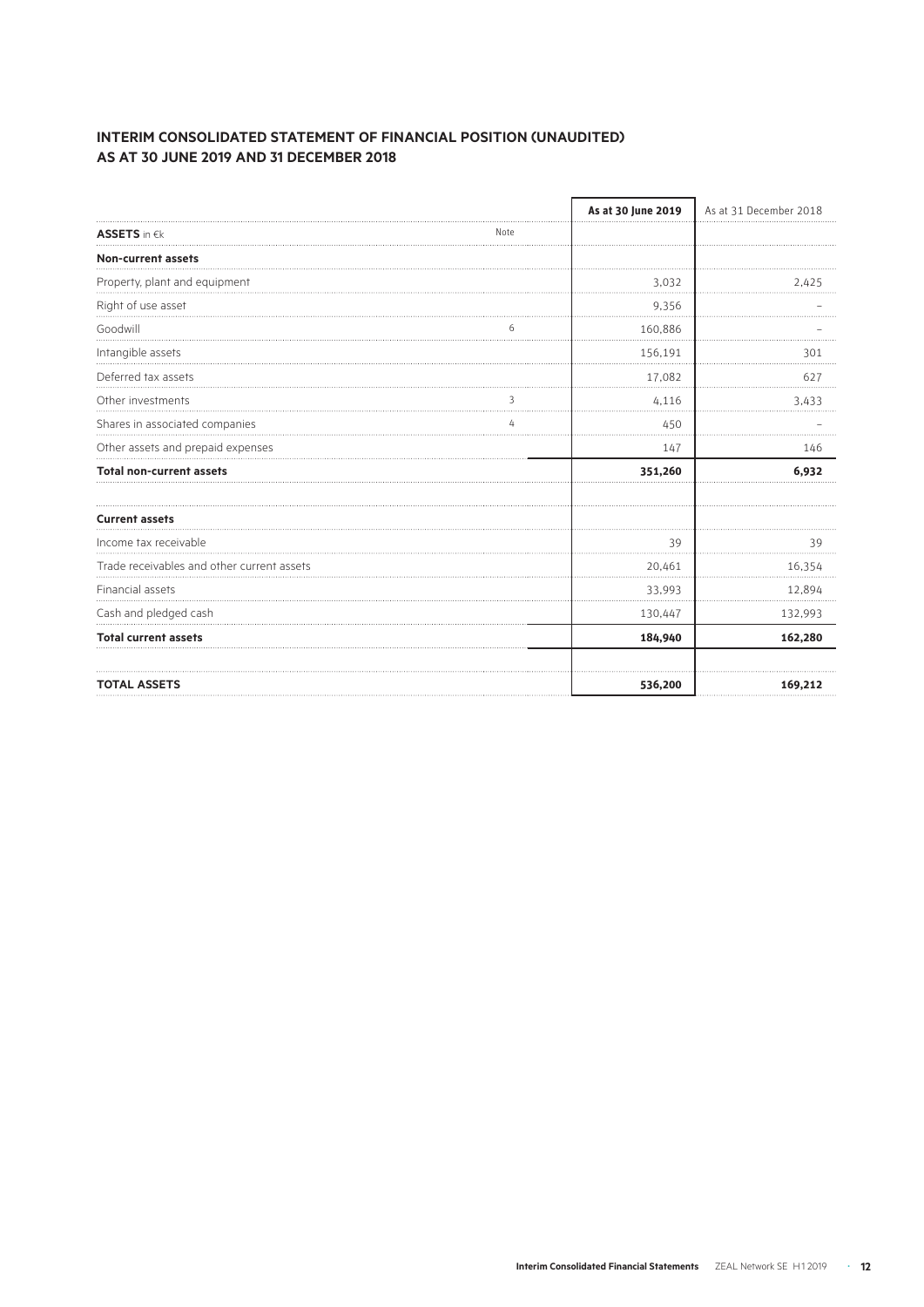## INTERIM CONSOLIDATED STATEMENT OF FINANCIAL POSITION (UNAUDITED) AS AT 30 JUNE 2019 AND 31 DECEMBER 2018

| **ASSETS** in €k | Note | **As at 30 June 2019** | As at 31 December 2018 |
|---|---|---|---|
| **Non-current assets** | | | |
| Property, plant and equipment | | 3,032 | 2,425 |
| Right of use asset | | 9,356 | – |
| Goodwill | 6 | 160,886 | – |
| Intangible assets | | 156,191 | 301 |
| Deferred tax assets | | 17,082 | 627 |
| Other investments | 3 | 4,116 | 3,433 |
| Shares in associated companies | 4 | 450 | – |
| Other assets and prepaid expenses | | 147 | 146 |
| **Total non-current assets** | | **351,260** | **6,932** |
| | | | |
| **Current assets** | | | |
| Income tax receivable | | 39 | 39 |
| Trade receivables and other current assets | | 20,461 | 16,354 |
| Financial assets | | 33,993 | 12,894 |
| Cash and pledged cash | | 130,447 | 132,993 |
| **Total current assets** | | **184,940** | **162,280** |
| | | | |
| **TOTAL ASSETS** | | **536,200** | **169,212** |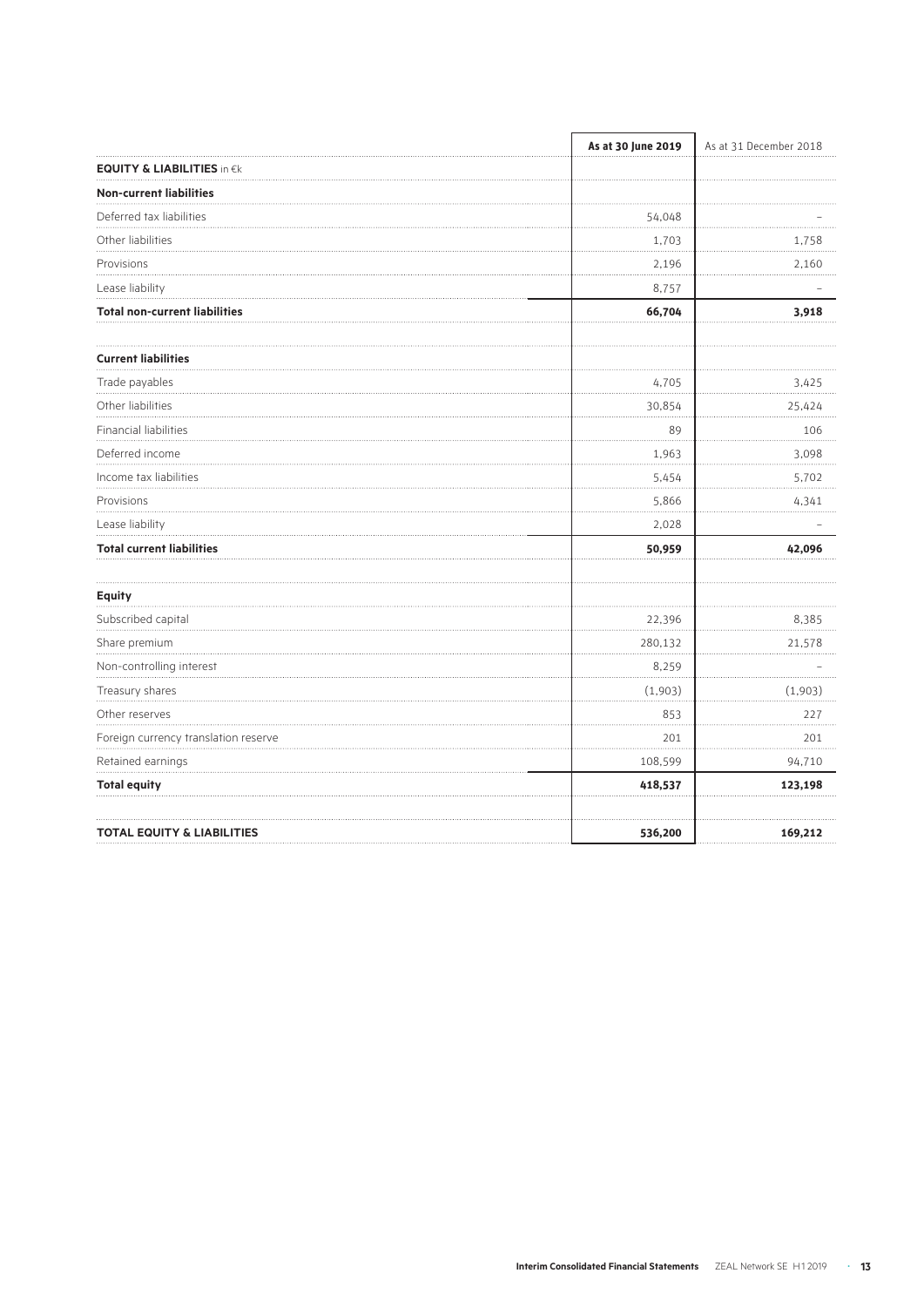| | **As at 30 June 2019** | As at 31 December 2018 |
|---|---|---|
| **EQUITY & LIABILITIES** in €k | | |
| **Non-current liabilities** | | |
| Deferred tax liabilities | 54,048 | – |
| Other liabilities | 1,703 | 1,758 |
| Provisions | 2,196 | 2,160 |
| Lease liability | 8,757 | – |
| **Total non-current liabilities** | **66,704** | **3,918** |
| | | |
| **Current liabilities** | | |
| Trade payables | 4,705 | 3,425 |
| Other liabilities | 30,854 | 25,424 |
| Financial liabilities | 89 | 106 |
| Deferred income | 1,963 | 3,098 |
| Income tax liabilities | 5,454 | 5,702 |
| Provisions | 5,866 | 4,341 |
| Lease liability | 2,028 | – |
| **Total current liabilities** | **50,959** | **42,096** |
| | | |
| **Equity** | | |
| Subscribed capital | 22,396 | 8,385 |
| Share premium | 280,132 | 21,578 |
| Non-controlling interest | 8,259 | – |
| Treasury shares | (1,903) | (1,903) |
| Other reserves | 853 | 227 |
| Foreign currency translation reserve | 201 | 201 |
| Retained earnings | 108,599 | 94,710 |
| **Total equity** | **418,537** | **123,198** |
| | | |
| **TOTAL EQUITY & LIABILITIES** | **536,200** | **169,212** |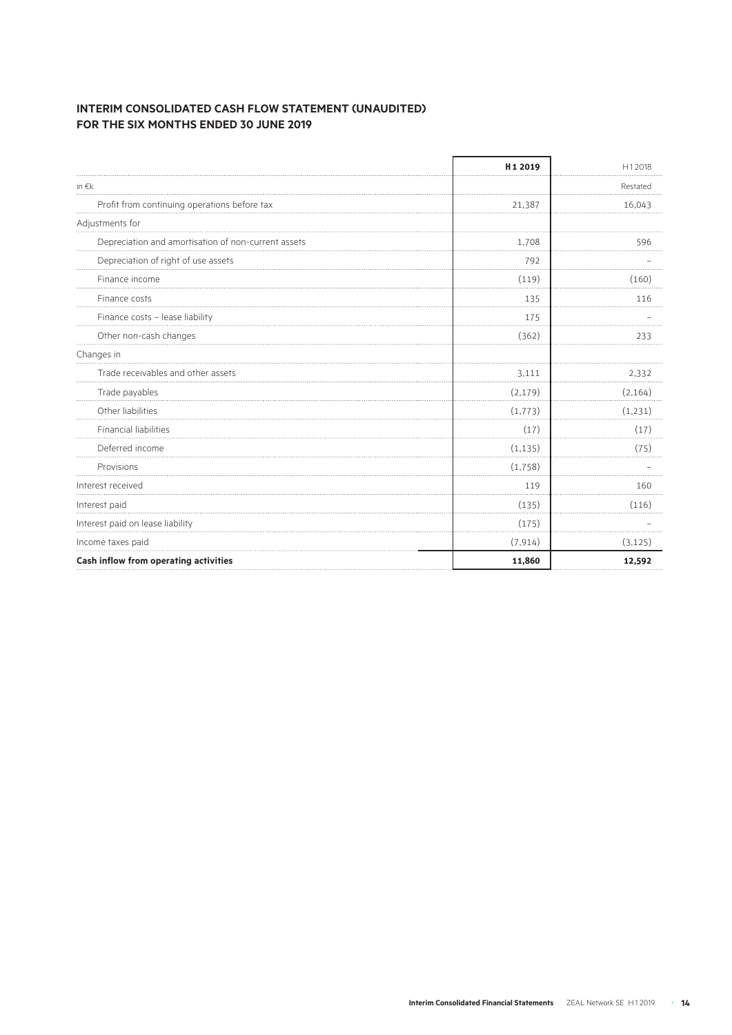## INTERIM CONSOLIDATED CASH FLOW STATEMENT (UNAUDITED) FOR THE SIX MONTHS ENDED 30 JUNE 2019

| | **H1 2019** | H1 2018 |
|---|---|---|
| in €k | | Restated |
| Profit from continuing operations before tax | 21,387 | 16,043 |
| Adjustments for | | |
| Depreciation and amortisation of non-current assets | 1,708 | 596 |
| Depreciation of right of use assets | 792 | – |
| Finance income | (119) | (160) |
| Finance costs | 135 | 116 |
| Finance costs – lease liability | 175 | – |
| Other non-cash changes | (362) | 233 |
| Changes in | | |
| Trade receivables and other assets | 3,111 | 2,332 |
| Trade payables | (2,179) | (2,164) |
| Other liabilities | (1,773) | (1,231) |
| Financial liabilities | (17) | (17) |
| Deferred income | (1,135) | (75) |
| Provisions | (1,758) | – |
| Interest received | 119 | 160 |
| Interest paid | (135) | (116) |
| Interest paid on lease liability | (175) | – |
| Income taxes paid | (7,914) | (3,125) |
| **Cash inflow from operating activities** | **11,860** | **12,592** |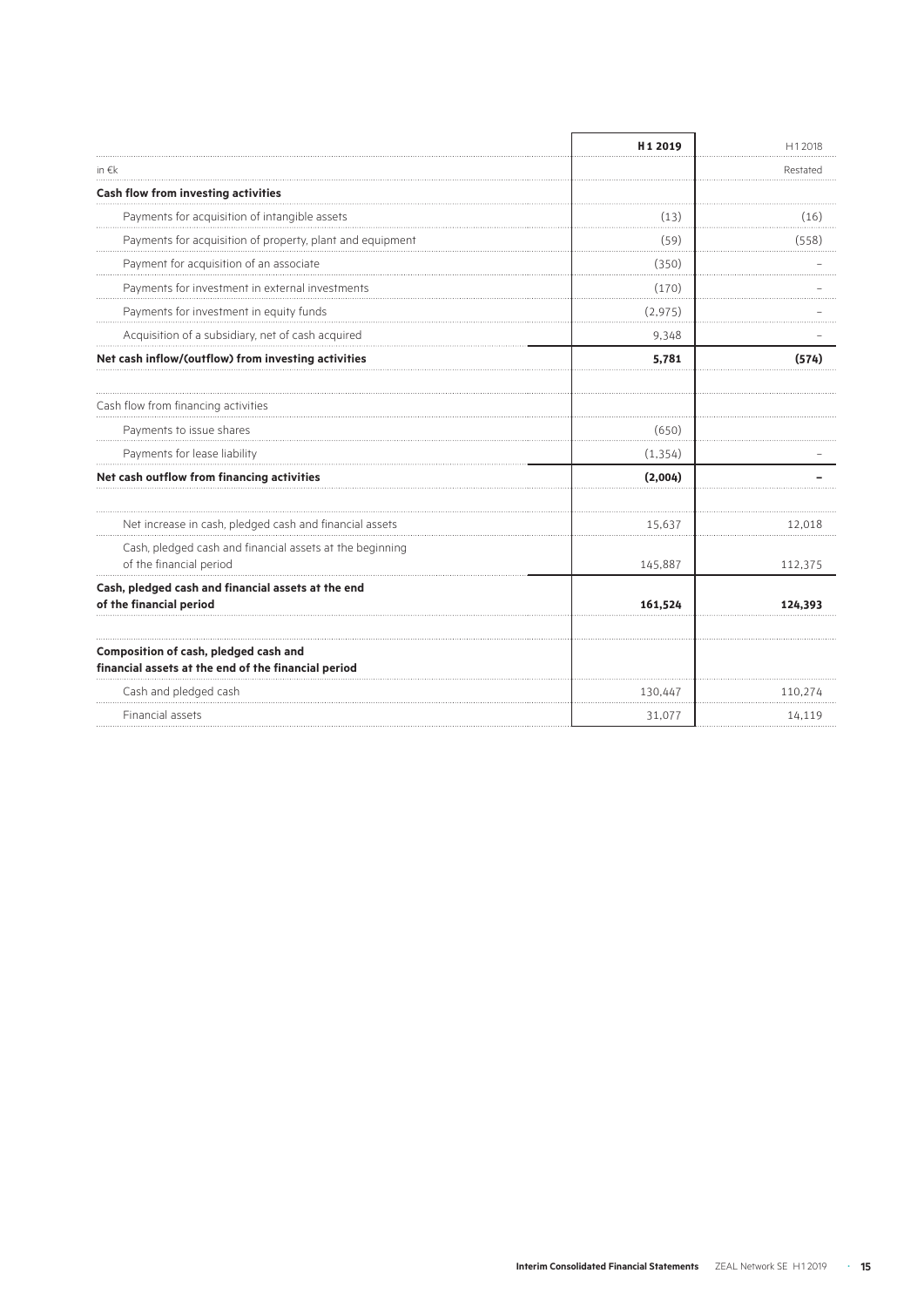| | **H1 2019** | H1 2018 |
|---|---|---|
| in €k | | Restated |
| **Cash flow from investing activities** | | |
| Payments for acquisition of intangible assets | (13) | (16) |
| Payments for acquisition of property, plant and equipment | (59) | (558) |
| Payment for acquisition of an associate | (350) | – |
| Payments for investment in external investments | (170) | – |
| Payments for investment in equity funds | (2,975) | – |
| Acquisition of a subsidiary, net of cash acquired | 9,348 | – |
| **Net cash inflow/(outflow) from investing activities** | **5,781** | **(574)** |
| | | |
| Cash flow from financing activities | | |
| Payments to issue shares | (650) | |
| Payments for lease liability | (1,354) | – |
| **Net cash outflow from financing activities** | **(2,004)** | **–** |
| | | |
| Net increase in cash, pledged cash and financial assets | 15,637 | 12,018 |
| Cash, pledged cash and financial assets at the beginning of the financial period | 145,887 | 112,375 |
| **Cash, pledged cash and financial assets at the end of the financial period** | **161,524** | **124,393** |
| | | |
| **Composition of cash, pledged cash and financial assets at the end of the financial period** | | |
| Cash and pledged cash | 130,447 | 110,274 |
| Financial assets | 31,077 | 14,119 |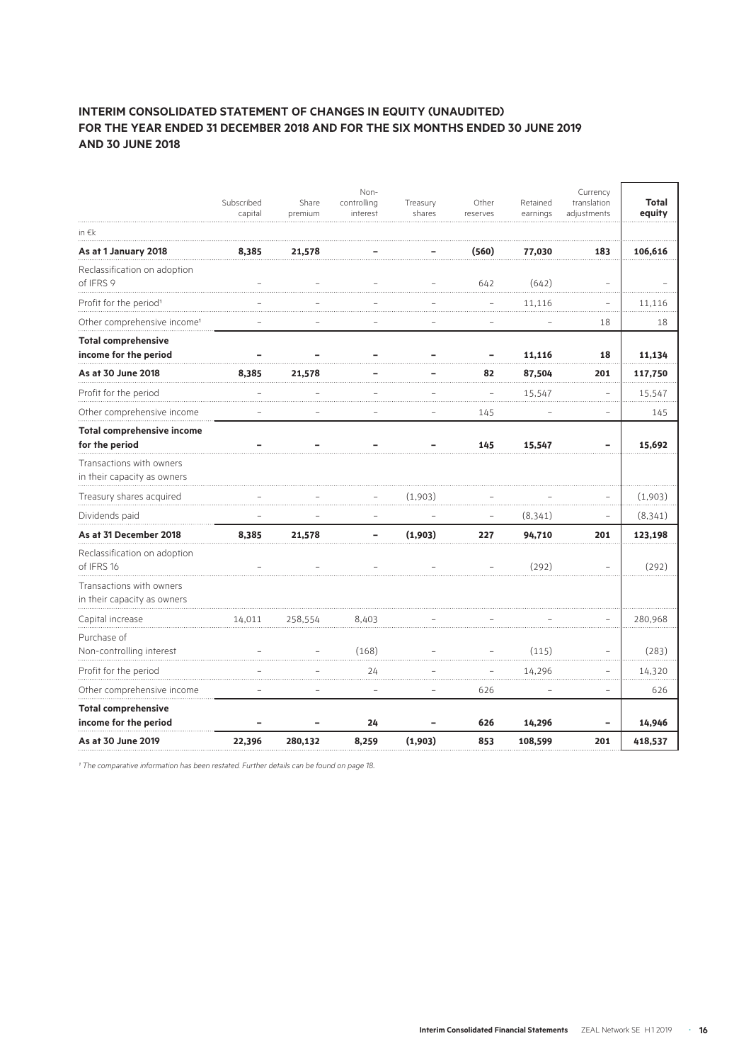## INTERIM CONSOLIDATED STATEMENT OF CHANGES IN EQUITY (UNAUDITED) FOR THE YEAR ENDED 31 DECEMBER 2018 AND FOR THE SIX MONTHS ENDED 30 JUNE 2019 AND 30 JUNE 2018

| in €k | Subscribed capital | Share premium | Non-controlling interest | Treasury shares | Other reserves | Retained earnings | Currency translation adjustments | Total equity |
|---|---|---|---|---|---|---|---|---|
| **As at 1 January 2018** | **8,385** | **21,578** | **–** | **–** | **(560)** | **77,030** | **183** | **106,616** |
| Reclassification on adoption of IFRS 9 | – | – | – | – | 642 | (642) | – | – |
| Profit for the period[1] | – | – | – | – | – | 11,116 | – | 11,116 |
| Other comprehensive income[1] | – | – | – | – | – | – | 18 | 18 |
| **Total comprehensive income for the period** | **–** | **–** | **–** | **–** | **–** | **11,116** | **18** | **11,134** |
| **As at 30 June 2018** | **8,385** | **21,578** | **–** | **–** | **82** | **87,504** | **201** | **117,750** |
| Profit for the period | – | – | – | – | – | 15,547 | – | 15,547 |
| Other comprehensive income | – | – | – | – | 145 | – | – | 145 |
| **Total comprehensive income for the period** | **–** | **–** | **–** | **–** | **145** | **15,547** | **–** | **15,692** |
| Transactions with owners in their capacity as owners | | | | | | | | |
| Treasury shares acquired | – | – | – | (1,903) | – | – | – | (1,903) |
| Dividends paid | – | – | – | – | – | (8,341) | – | (8,341) |
| **As at 31 December 2018** | **8,385** | **21,578** | **–** | **(1,903)** | **227** | **94,710** | **201** | **123,198** |
| Reclassification on adoption of IFRS 16 | – | – | – | – | – | (292) | – | (292) |
| Transactions with owners in their capacity as owners | | | | | | | | |
| Capital increase | 14,011 | 258,554 | 8,403 | – | – | – | – | 280,968 |
| Purchase of Non-controlling interest | – | – | (168) | – | – | (115) | – | (283) |
| Profit for the period | – | – | 24 | – | – | 14,296 | – | 14,320 |
| Other comprehensive income | – | – | – | – | 626 | – | – | 626 |
| **Total comprehensive income for the period** | **–** | **–** | **24** | **–** | **626** | **14,296** | **–** | **14,946** |
| **As at 30 June 2019** | **22,396** | **280,132** | **8,259** | **(1,903)** | **853** | **108,599** | **201** | **418,537** |

*[1] The comparative information has been restated. Further details can be found on page 18.*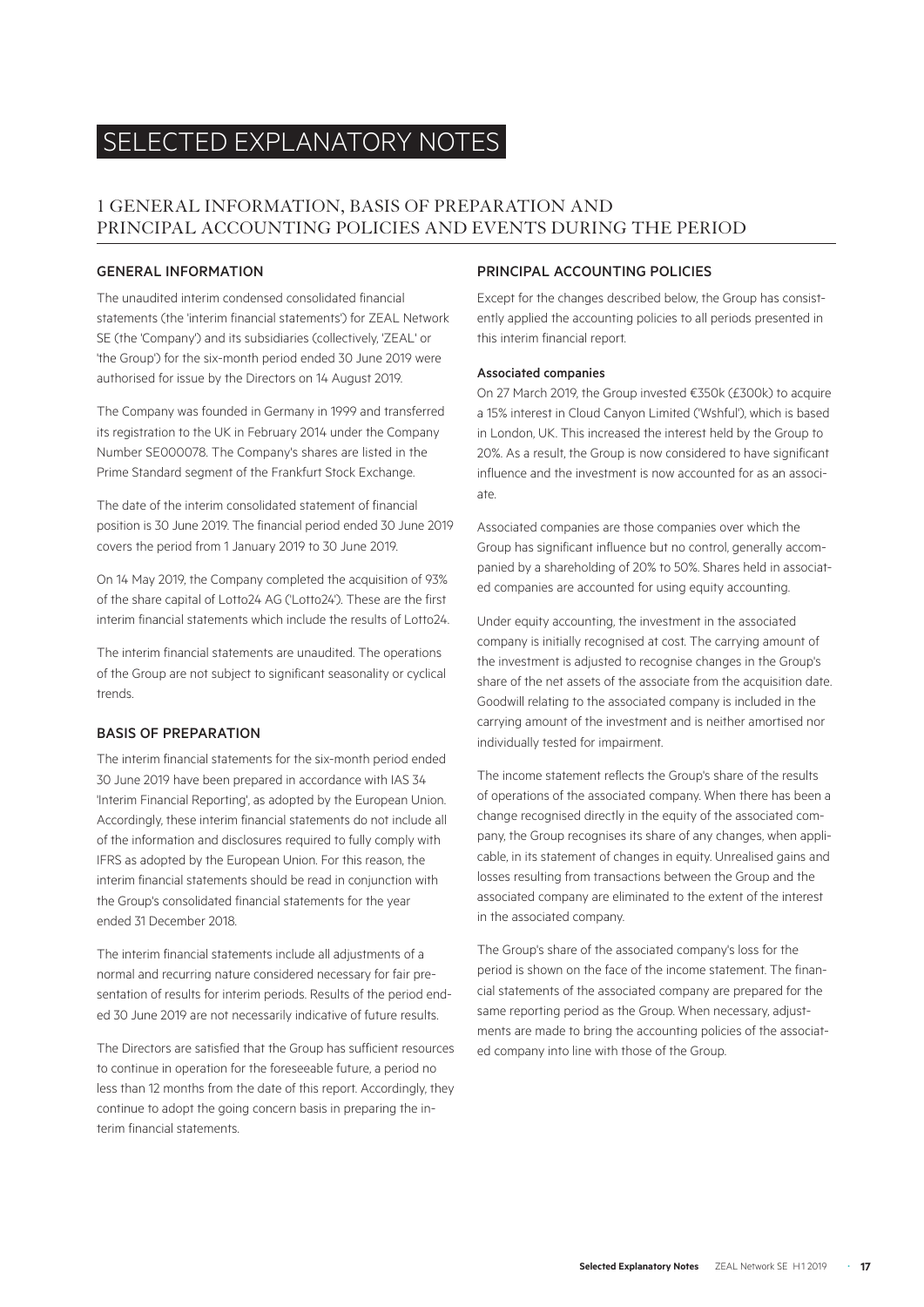# SELECTED EXPLANATORY NOTES

## 1 GENERAL INFORMATION, BASIS OF PREPARATION AND PRINCIPAL ACCOUNTING POLICIES AND EVENTS DURING THE PERIOD

### GENERAL INFORMATION

The unaudited interim condensed consolidated financial statements (the 'interim financial statements') for ZEAL Network SE (the 'Company') and its subsidiaries (collectively, 'ZEAL' or 'the Group') for the six-month period ended 30 June 2019 were authorised for issue by the Directors on 14 August 2019.

The Company was founded in Germany in 1999 and transferred its registration to the UK in February 2014 under the Company Number SE000078. The Company's shares are listed in the Prime Standard segment of the Frankfurt Stock Exchange.

The date of the interim consolidated statement of financial position is 30 June 2019. The financial period ended 30 June 2019 covers the period from 1 January 2019 to 30 June 2019.

On 14 May 2019, the Company completed the acquisition of 93% of the share capital of Lotto24 AG ('Lotto24'). These are the first interim financial statements which include the results of Lotto24.

The interim financial statements are unaudited. The operations of the Group are not subject to significant seasonality or cyclical trends.

### BASIS OF PREPARATION

The interim financial statements for the six-month period ended 30 June 2019 have been prepared in accordance with IAS 34 'Interim Financial Reporting', as adopted by the European Union. Accordingly, these interim financial statements do not include all of the information and disclosures required to fully comply with IFRS as adopted by the European Union. For this reason, the interim financial statements should be read in conjunction with the Group's consolidated financial statements for the year ended 31 December 2018.

The interim financial statements include all adjustments of a normal and recurring nature considered necessary for fair presentation of results for interim periods. Results of the period ended 30 June 2019 are not necessarily indicative of future results.

The Directors are satisfied that the Group has sufficient resources to continue in operation for the foreseeable future, a period no less than 12 months from the date of this report. Accordingly, they continue to adopt the going concern basis in preparing the interim financial statements.

### PRINCIPAL ACCOUNTING POLICIES

Except for the changes described below, the Group has consistently applied the accounting policies to all periods presented in this interim financial report.

#### Associated companies

On 27 March 2019, the Group invested €350k (£300k) to acquire a 15% interest in Cloud Canyon Limited ('Wshful'), which is based in London, UK. This increased the interest held by the Group to 20%. As a result, the Group is now considered to have significant influence and the investment is now accounted for as an associate.

Associated companies are those companies over which the Group has significant influence but no control, generally accompanied by a shareholding of 20% to 50%. Shares held in associated companies are accounted for using equity accounting.

Under equity accounting, the investment in the associated company is initially recognised at cost. The carrying amount of the investment is adjusted to recognise changes in the Group's share of the net assets of the associate from the acquisition date. Goodwill relating to the associated company is included in the carrying amount of the investment and is neither amortised nor individually tested for impairment.

The income statement reflects the Group's share of the results of operations of the associated company. When there has been a change recognised directly in the equity of the associated company, the Group recognises its share of any changes, when applicable, in its statement of changes in equity. Unrealised gains and losses resulting from transactions between the Group and the associated company are eliminated to the extent of the interest in the associated company.

The Group's share of the associated company's loss for the period is shown on the face of the income statement. The financial statements of the associated company are prepared for the same reporting period as the Group. When necessary, adjustments are made to bring the accounting policies of the associated company into line with those of the Group.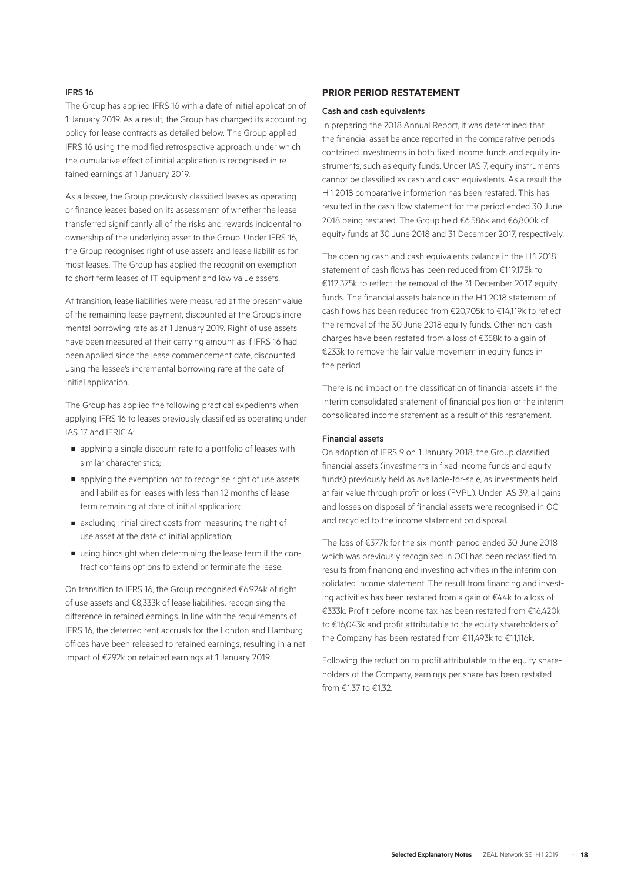### IFRS 16

The Group has applied IFRS 16 with a date of initial application of 1 January 2019. As a result, the Group has changed its accounting policy for lease contracts as detailed below. The Group applied IFRS 16 using the modified retrospective approach, under which the cumulative effect of initial application is recognised in retained earnings at 1 January 2019.

As a lessee, the Group previously classified leases as operating or finance leases based on its assessment of whether the lease transferred significantly all of the risks and rewards incidental to ownership of the underlying asset to the Group. Under IFRS 16, the Group recognises right of use assets and lease liabilities for most leases. The Group has applied the recognition exemption to short term leases of IT equipment and low value assets.

At transition, lease liabilities were measured at the present value of the remaining lease payment, discounted at the Group's incremental borrowing rate as at 1 January 2019. Right of use assets have been measured at their carrying amount as if IFRS 16 had been applied since the lease commencement date, discounted using the lessee's incremental borrowing rate at the date of initial application.

The Group has applied the following practical expedients when applying IFRS 16 to leases previously classified as operating under IAS 17 and IFRIC 4:

- applying a single discount rate to a portfolio of leases with similar characteristics;
- applying the exemption not to recognise right of use assets and liabilities for leases with less than 12 months of lease term remaining at date of initial application;
- excluding initial direct costs from measuring the right of use asset at the date of initial application;
- using hindsight when determining the lease term if the contract contains options to extend or terminate the lease.

On transition to IFRS 16, the Group recognised €6,924k of right of use assets and €8,333k of lease liabilities, recognising the difference in retained earnings. In line with the requirements of IFRS 16, the deferred rent accruals for the London and Hamburg offices have been released to retained earnings, resulting in a net impact of €292k on retained earnings at 1 January 2019.

## PRIOR PERIOD RESTATEMENT

### Cash and cash equivalents

In preparing the 2018 Annual Report, it was determined that the financial asset balance reported in the comparative periods contained investments in both fixed income funds and equity instruments, such as equity funds. Under IAS 7, equity instruments cannot be classified as cash and cash equivalents. As a result the H1 2018 comparative information has been restated. This has resulted in the cash flow statement for the period ended 30 June 2018 being restated. The Group held €6,586k and €6,800k of equity funds at 30 June 2018 and 31 December 2017, respectively.

The opening cash and cash equivalents balance in the H1 2018 statement of cash flows has been reduced from €119,175k to €112,375k to reflect the removal of the 31 December 2017 equity funds. The financial assets balance in the H1 2018 statement of cash flows has been reduced from €20,705k to €14,119k to reflect the removal of the 30 June 2018 equity funds. Other non-cash charges have been restated from a loss of €358k to a gain of €233k to remove the fair value movement in equity funds in the period.

There is no impact on the classification of financial assets in the interim consolidated statement of financial position or the interim consolidated income statement as a result of this restatement.

### Financial assets

On adoption of IFRS 9 on 1 January 2018, the Group classified financial assets (investments in fixed income funds and equity funds) previously held as available-for-sale, as investments held at fair value through profit or loss (FVPL). Under IAS 39, all gains and losses on disposal of financial assets were recognised in OCI and recycled to the income statement on disposal.

The loss of €377k for the six-month period ended 30 June 2018 which was previously recognised in OCI has been reclassified to results from financing and investing activities in the interim consolidated income statement. The result from financing and investing activities has been restated from a gain of €44k to a loss of €333k. Profit before income tax has been restated from €16,420k to €16,043k and profit attributable to the equity shareholders of the Company has been restated from €11,493k to €11,116k.

Following the reduction to profit attributable to the equity shareholders of the Company, earnings per share has been restated from €1.37 to €1.32.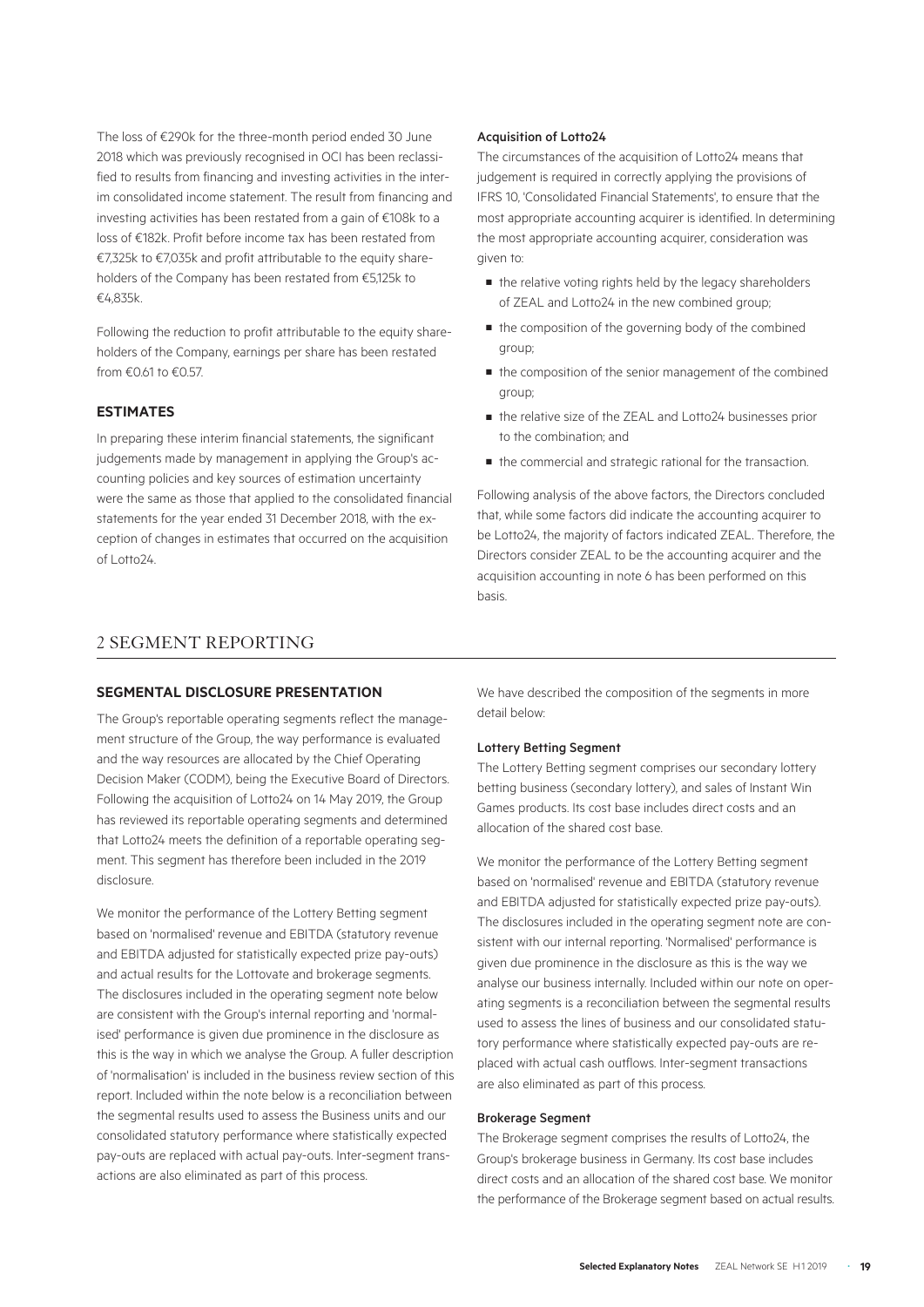The loss of €290k for the three-month period ended 30 June 2018 which was previously recognised in OCI has been reclassified to results from financing and investing activities in the interim consolidated income statement. The result from financing and investing activities has been restated from a gain of €108k to a loss of €182k. Profit before income tax has been restated from €7,325k to €7,035k and profit attributable to the equity shareholders of the Company has been restated from €5,125k to €4,835k.

Following the reduction to profit attributable to the equity shareholders of the Company, earnings per share has been restated from €0.61 to €0.57.

### ESTIMATES

In preparing these interim financial statements, the significant judgements made by management in applying the Group's accounting policies and key sources of estimation uncertainty were the same as those that applied to the consolidated financial statements for the year ended 31 December 2018, with the exception of changes in estimates that occurred on the acquisition of Lotto24.

#### Acquisition of Lotto24

The circumstances of the acquisition of Lotto24 means that judgement is required in correctly applying the provisions of IFRS 10, 'Consolidated Financial Statements', to ensure that the most appropriate accounting acquirer is identified. In determining the most appropriate accounting acquirer, consideration was given to:

- the relative voting rights held by the legacy shareholders of ZEAL and Lotto24 in the new combined group;
- the composition of the governing body of the combined group;
- the composition of the senior management of the combined group;
- the relative size of the ZEAL and Lotto24 businesses prior to the combination; and
- the commercial and strategic rational for the transaction.

Following analysis of the above factors, the Directors concluded that, while some factors did indicate the accounting acquirer to be Lotto24, the majority of factors indicated ZEAL. Therefore, the Directors consider ZEAL to be the accounting acquirer and the acquisition accounting in note 6 has been performed on this basis.

## 2 SEGMENT REPORTING

### SEGMENTAL DISCLOSURE PRESENTATION

The Group's reportable operating segments reflect the management structure of the Group, the way performance is evaluated and the way resources are allocated by the Chief Operating Decision Maker (CODM), being the Executive Board of Directors. Following the acquisition of Lotto24 on 14 May 2019, the Group has reviewed its reportable operating segments and determined that Lotto24 meets the definition of a reportable operating segment. This segment has therefore been included in the 2019 disclosure.

We monitor the performance of the Lottery Betting segment based on 'normalised' revenue and EBITDA (statutory revenue and EBITDA adjusted for statistically expected prize pay-outs) and actual results for the Lottovate and brokerage segments. The disclosures included in the operating segment note below are consistent with the Group's internal reporting and 'normalised' performance is given due prominence in the disclosure as this is the way in which we analyse the Group. A fuller description of 'normalisation' is included in the business review section of this report. Included within the note below is a reconciliation between the segmental results used to assess the Business units and our consolidated statutory performance where statistically expected pay-outs are replaced with actual pay-outs. Inter-segment transactions are also eliminated as part of this process.

We have described the composition of the segments in more detail below:

#### Lottery Betting Segment

The Lottery Betting segment comprises our secondary lottery betting business (secondary lottery), and sales of Instant Win Games products. Its cost base includes direct costs and an allocation of the shared cost base.

We monitor the performance of the Lottery Betting segment based on 'normalised' revenue and EBITDA (statutory revenue and EBITDA adjusted for statistically expected prize pay-outs). The disclosures included in the operating segment note are consistent with our internal reporting. 'Normalised' performance is given due prominence in the disclosure as this is the way we analyse our business internally. Included within our note on operating segments is a reconciliation between the segmental results used to assess the lines of business and our consolidated statutory performance where statistically expected pay-outs are replaced with actual cash outflows. Inter-segment transactions are also eliminated as part of this process.

#### Brokerage Segment

The Brokerage segment comprises the results of Lotto24, the Group's brokerage business in Germany. Its cost base includes direct costs and an allocation of the shared cost base. We monitor the performance of the Brokerage segment based on actual results.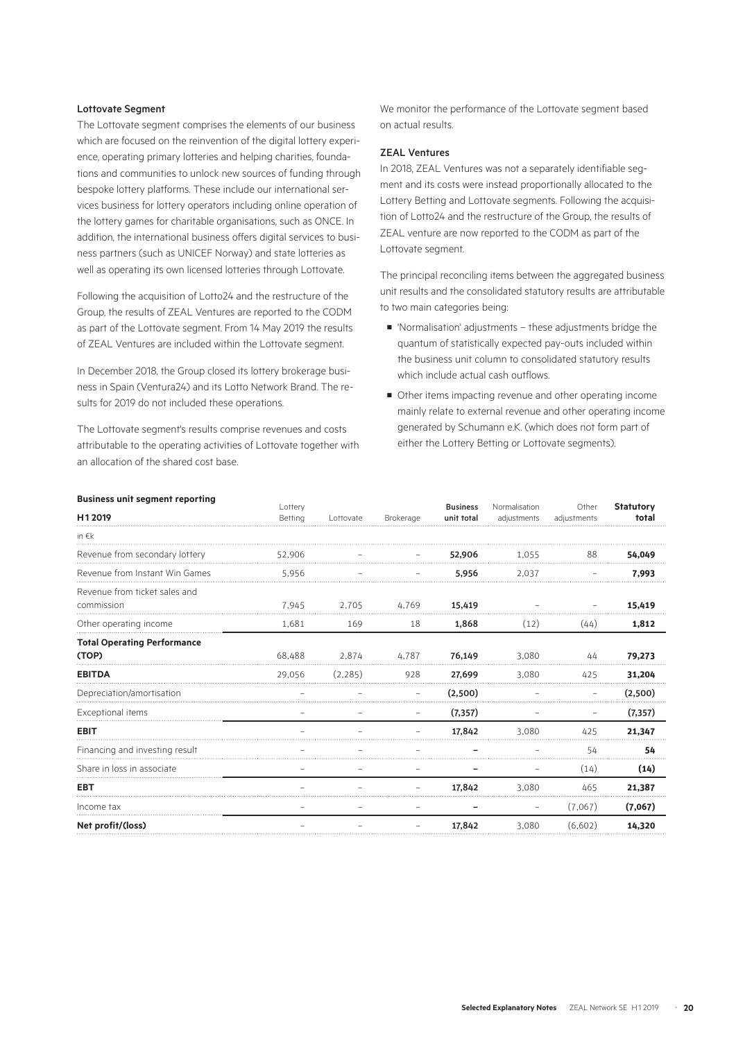### Lottovate Segment

The Lottovate segment comprises the elements of our business which are focused on the reinvention of the digital lottery experience, operating primary lotteries and helping charities, foundations and communities to unlock new sources of funding through bespoke lottery platforms. These include our international services business for lottery operators including online operation of the lottery games for charitable organisations, such as ONCE. In addition, the international business offers digital services to business partners (such as UNICEF Norway) and state lotteries as well as operating its own licensed lotteries through Lottovate.

Following the acquisition of Lotto24 and the restructure of the Group, the results of ZEAL Ventures are reported to the CODM as part of the Lottovate segment. From 14 May 2019 the results of ZEAL Ventures are included within the Lottovate segment.

In December 2018, the Group closed its lottery brokerage business in Spain (Ventura24) and its Lotto Network Brand. The results for 2019 do not included these operations.

The Lottovate segment's results comprise revenues and costs attributable to the operating activities of Lottovate together with an allocation of the shared cost base.

We monitor the performance of the Lottovate segment based on actual results.

### ZEAL Ventures

In 2018, ZEAL Ventures was not a separately identifiable segment and its costs were instead proportionally allocated to the Lottery Betting and Lottovate segments. Following the acquisition of Lotto24 and the restructure of the Group, the results of ZEAL venture are now reported to the CODM as part of the Lottovate segment.

The principal reconciling items between the aggregated business unit results and the consolidated statutory results are attributable to two main categories being:

- 'Normalisation' adjustments – these adjustments bridge the quantum of statistically expected pay-outs included within the business unit column to consolidated statutory results which include actual cash outflows.
- Other items impacting revenue and other operating income mainly relate to external revenue and other operating income generated by Schumann e.K. (which does not form part of either the Lottery Betting or Lottovate segments).

**Business unit segment reporting**

| H1 2019 | Lottery Betting | Lottovate | Brokerage | **Business unit total** | Normalisation adjustments | Other adjustments | **Statutory total** |
|---|---|---|---|---|---|---|---|
| in €k | | | | | | | |
| Revenue from secondary lottery | 52,906 | – | – | **52,906** | 1,055 | 88 | **54,049** |
| Revenue from Instant Win Games | 5,956 | – | – | **5,956** | 2,037 | – | **7,993** |
| Revenue from ticket sales and commission | 7,945 | 2,705 | 4,769 | **15,419** | – | – | **15,419** |
| Other operating income | 1,681 | 169 | 18 | **1,868** | (12) | (44) | **1,812** |
| **Total Operating Performance (TOP)** | 68,488 | 2,874 | 4,787 | **76,149** | 3,080 | 44 | **79,273** |
| **EBITDA** | 29,056 | (2,285) | 928 | **27,699** | 3,080 | 425 | **31,204** |
| Depreciation/amortisation | – | – | – | **(2,500)** | – | – | **(2,500)** |
| Exceptional items | – | – | – | **(7,357)** | – | – | **(7,357)** |
| **EBIT** | – | – | – | **17,842** | 3,080 | 425 | **21,347** |
| Financing and investing result | – | – | – | **–** | – | 54 | **54** |
| Share in loss in associate | – | – | – | **–** | – | (14) | **(14)** |
| **EBT** | – | – | – | **17,842** | 3,080 | 465 | **21,387** |
| Income tax | – | – | – | **–** | – | (7,067) | **(7,067)** |
| **Net profit/(loss)** | – | – | – | **17,842** | 3,080 | (6,602) | **14,320** |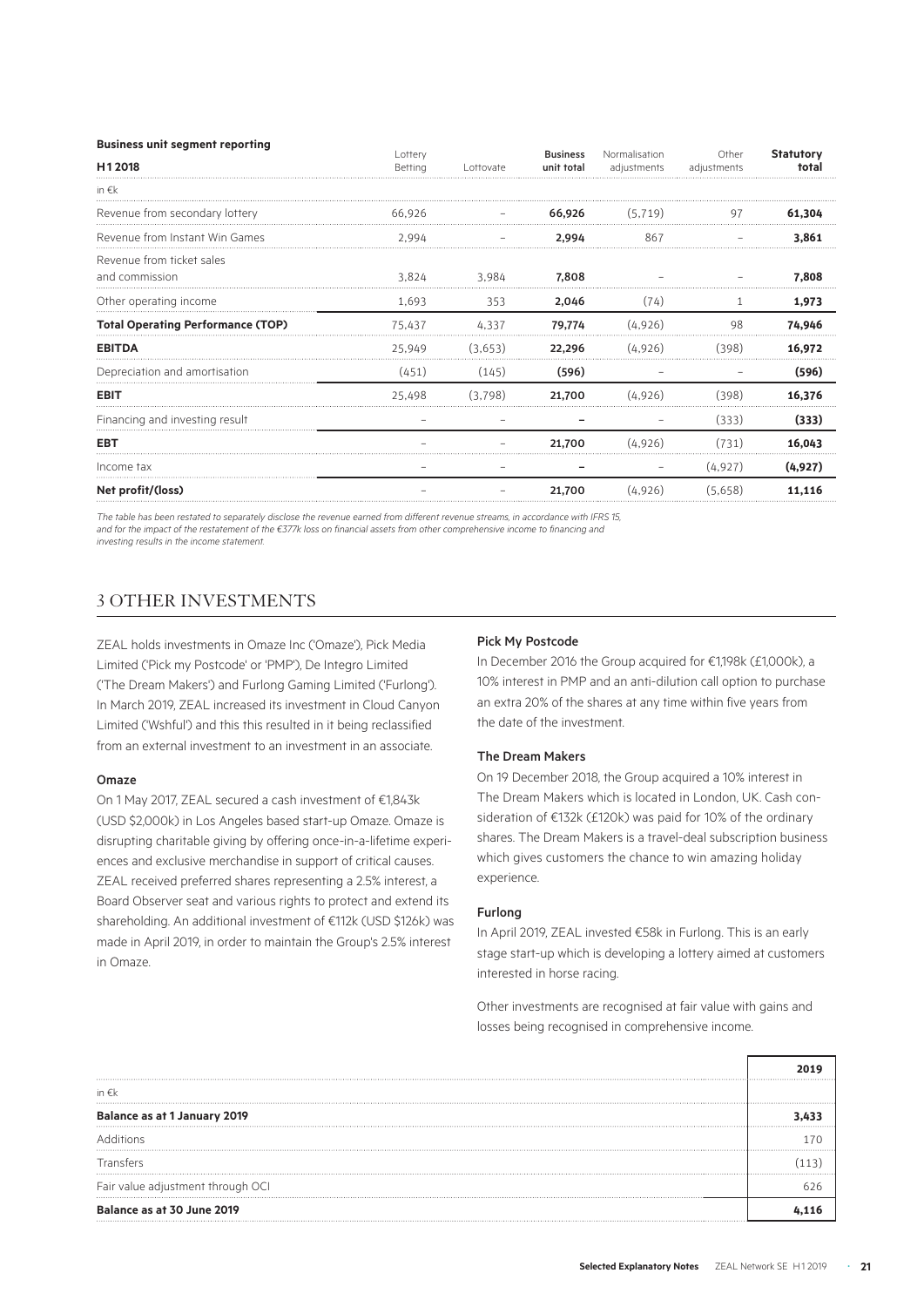**Business unit segment reporting**

| H1 2018 | Lottery Betting | Lottovate | **Business unit total** | Normalisation adjustments | Other adjustments | **Statutory total** |
|---|---|---|---|---|---|---|
| in €k | | | | | | |
| Revenue from secondary lottery | 66,926 | – | **66,926** | (5,719) | 97 | **61,304** |
| Revenue from Instant Win Games | 2,994 | – | **2,994** | 867 | – | **3,861** |
| Revenue from ticket sales and commission | 3,824 | 3,984 | **7,808** | – | – | **7,808** |
| Other operating income | 1,693 | 353 | **2,046** | (74) | 1 | **1,973** |
| **Total Operating Performance (TOP)** | 75,437 | 4,337 | **79,774** | (4,926) | 98 | **74,946** |
| **EBITDA** | 25,949 | (3,653) | **22,296** | (4,926) | (398) | **16,972** |
| Depreciation and amortisation | (451) | (145) | **(596)** | – | – | **(596)** |
| **EBIT** | 25,498 | (3,798) | **21,700** | (4,926) | (398) | **16,376** |
| Financing and investing result | – | – | **–** | – | (333) | **(333)** |
| **EBT** | – | – | **21,700** | (4,926) | (731) | **16,043** |
| Income tax | – | – | **–** | – | (4,927) | **(4,927)** |
| **Net profit/(loss)** | – | – | **21,700** | (4,926) | (5,658) | **11,116** |

*The table has been restated to separately disclose the revenue earned from different revenue streams, in accordance with IFRS 15, and for the impact of the restatement of the €377k loss on financial assets from other comprehensive income to financing and investing results in the income statement.*

## 3 OTHER INVESTMENTS

ZEAL holds investments in Omaze Inc ('Omaze'), Pick Media Limited ('Pick my Postcode' or 'PMP'), De Integro Limited ('The Dream Makers') and Furlong Gaming Limited ('Furlong'). In March 2019, ZEAL increased its investment in Cloud Canyon Limited ('Wshful') and this this resulted in it being reclassified from an external investment to an investment in an associate.

### Omaze

On 1 May 2017, ZEAL secured a cash investment of €1,843k (USD $2,000k) in Los Angeles based start-up Omaze. Omaze is disrupting charitable giving by offering once-in-a-lifetime experiences and exclusive merchandise in support of critical causes. ZEAL received preferred shares representing a 2.5% interest, a Board Observer seat and various rights to protect and extend its shareholding. An additional investment of €112k (USD $126k) was made in April 2019, in order to maintain the Group's 2.5% interest in Omaze.

### Pick My Postcode

In December 2016 the Group acquired for €1,198k (£1,000k), a 10% interest in PMP and an anti-dilution call option to purchase an extra 20% of the shares at any time within five years from the date of the investment.

### The Dream Makers

On 19 December 2018, the Group acquired a 10% interest in The Dream Makers which is located in London, UK. Cash consideration of €132k (£120k) was paid for 10% of the ordinary shares. The Dream Makers is a travel-deal subscription business which gives customers the chance to win amazing holiday experience.

### Furlong

In April 2019, ZEAL invested €58k in Furlong. This is an early stage start-up which is developing a lottery aimed at customers interested in horse racing.

Other investments are recognised at fair value with gains and losses being recognised in comprehensive income.

| | **2019** |
|---|---|
| in €k | |
| **Balance as at 1 January 2019** | **3,433** |
| Additions | 170 |
| Transfers | (113) |
| Fair value adjustment through OCI | 626 |
| **Balance as at 30 June 2019** | **4,116** |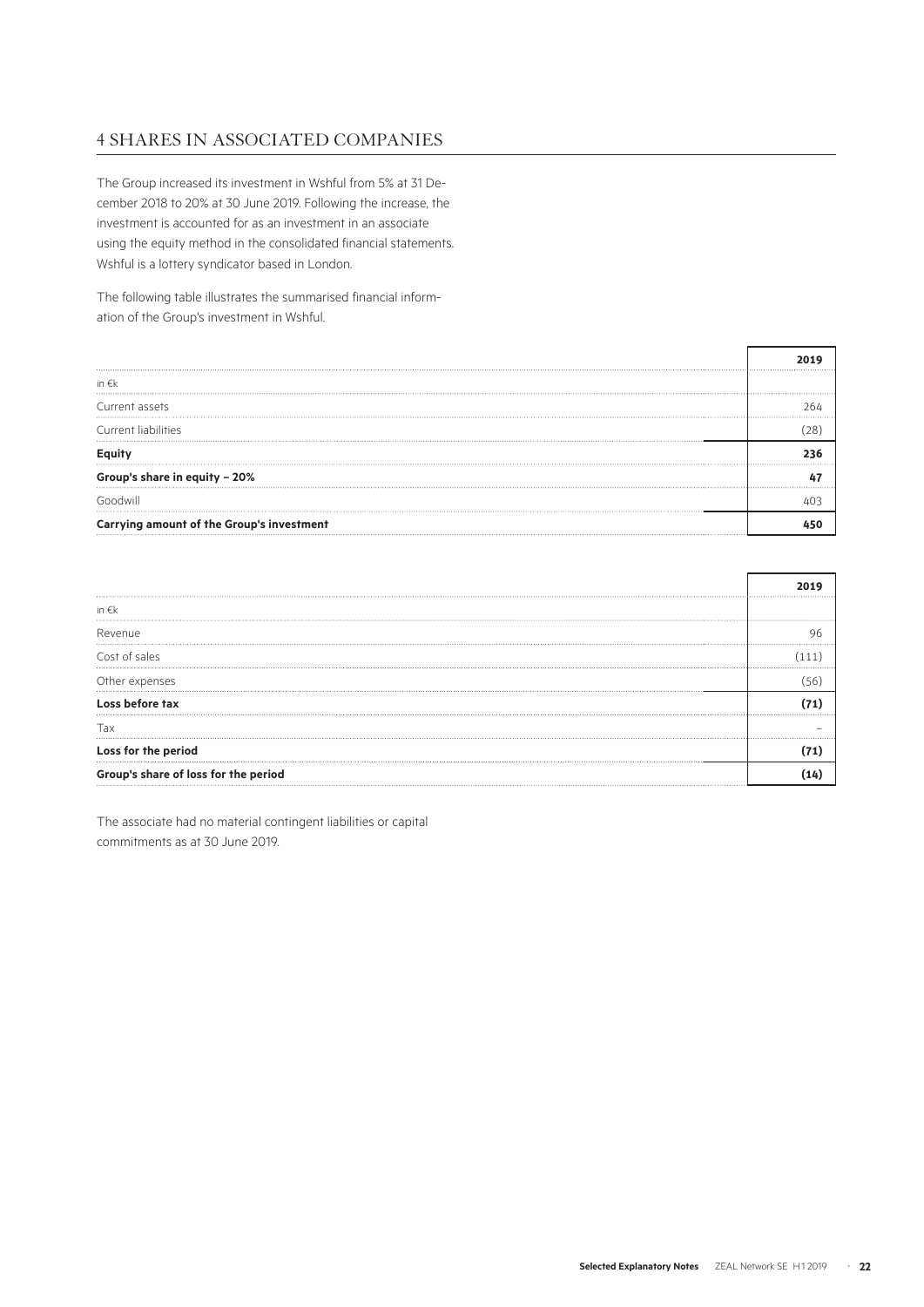## 4 SHARES IN ASSOCIATED COMPANIES

The Group increased its investment in Wshful from 5% at 31 December 2018 to 20% at 30 June 2019. Following the increase, the investment is accounted for as an investment in an associate using the equity method in the consolidated financial statements. Wshful is a lottery syndicator based in London.

The following table illustrates the summarised financial information of the Group's investment in Wshful.

| | 2019 |
|---|---|
| in €k | |
| Current assets | 264 |
| Current liabilities | (28) |
| **Equity** | **236** |
| **Group's share in equity – 20%** | **47** |
| Goodwill | 403 |
| **Carrying amount of the Group's investment** | **450** |

| | 2019 |
|---|---|
| in €k | |
| Revenue | 96 |
| Cost of sales | (111) |
| Other expenses | (56) |
| **Loss before tax** | **(71)** |
| Tax | – |
| **Loss for the period** | **(71)** |
| **Group's share of loss for the period** | **(14)** |

The associate had no material contingent liabilities or capital commitments as at 30 June 2019.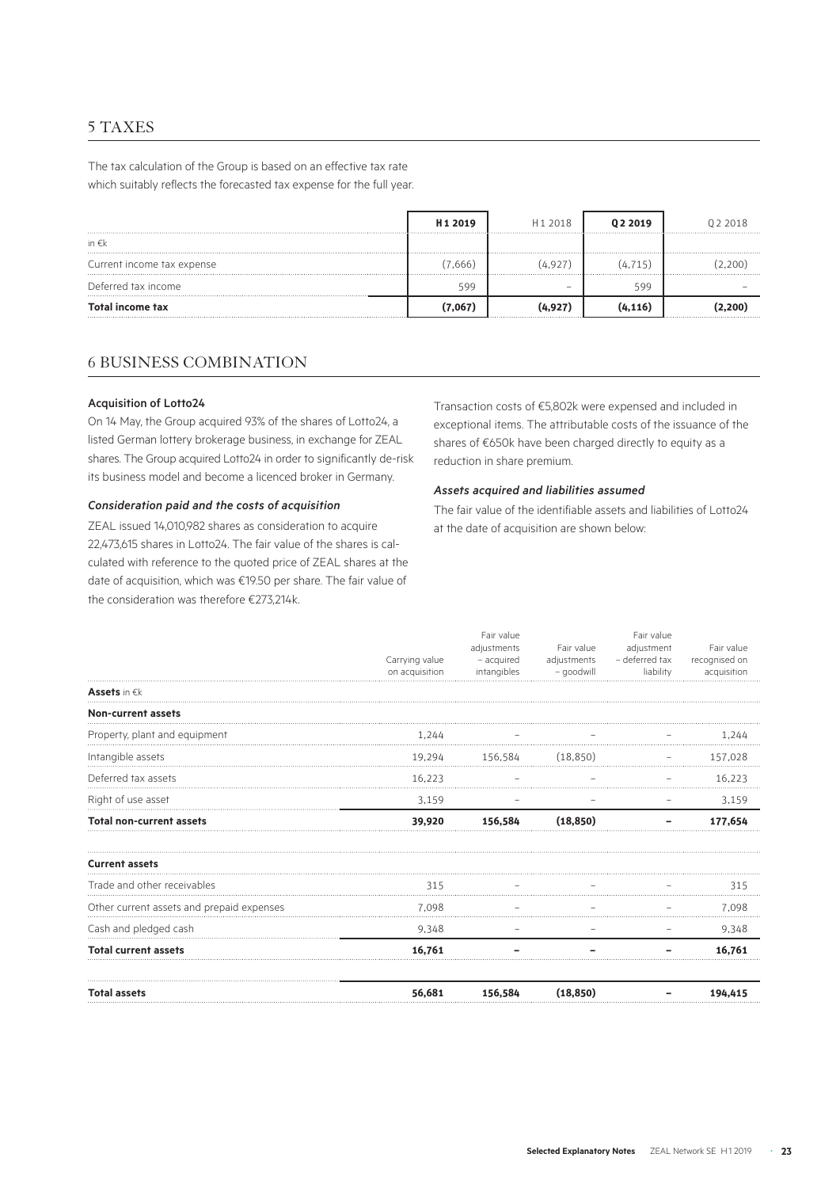## 5 TAXES

The tax calculation of the Group is based on an effective tax rate which suitably reflects the forecasted tax expense for the full year.

| | H 1 2019 | H 1 2018 | Q 2 2019 | Q 2 2018 |
|---|---|---|---|---|
| in €k | | | | |
| Current income tax expense | (7,666) | (4,927) | (4,715) | (2,200) |
| Deferred tax income | 599 | – | 599 | – |
| **Total income tax** | **(7,067)** | **(4,927)** | **(4,116)** | **(2,200)** |

## 6 BUSINESS COMBINATION

### Acquisition of Lotto24

On 14 May, the Group acquired 93% of the shares of Lotto24, a listed German lottery brokerage business, in exchange for ZEAL shares. The Group acquired Lotto24 in order to significantly de-risk its business model and become a licenced broker in Germany.

#### *Consideration paid and the costs of acquisition*

ZEAL issued 14,010,982 shares as consideration to acquire 22,473,615 shares in Lotto24. The fair value of the shares is calculated with reference to the quoted price of ZEAL shares at the date of acquisition, which was €19.50 per share. The fair value of the consideration was therefore €273,214k.

Transaction costs of €5,802k were expensed and included in exceptional items. The attributable costs of the issuance of the shares of €650k have been charged directly to equity as a reduction in share premium.

#### *Assets acquired and liabilities assumed*

The fair value of the identifiable assets and liabilities of Lotto24 at the date of acquisition are shown below:

| | Carrying value on acquisition | Fair value adjustments – acquired intangibles | Fair value adjustments – goodwill | Fair value adjustment – deferred tax liability | Fair value recognised on acquisition |
|---|---|---|---|---|---|
| **Assets** in €k | | | | | |
| **Non-current assets** | | | | | |
| Property, plant and equipment | 1,244 | – | – | – | 1,244 |
| Intangible assets | 19,294 | 156,584 | (18,850) | – | 157,028 |
| Deferred tax assets | 16,223 | – | – | – | 16,223 |
| Right of use asset | 3,159 | – | – | – | 3,159 |
| **Total non-current assets** | **39,920** | **156,584** | **(18,850)** | **–** | **177,654** |
| **Current assets** | | | | | |
| Trade and other receivables | 315 | – | – | – | 315 |
| Other current assets and prepaid expenses | 7,098 | – | – | – | 7,098 |
| Cash and pledged cash | 9,348 | – | – | – | 9,348 |
| **Total current assets** | **16,761** | **–** | **–** | **–** | **16,761** |
| **Total assets** | **56,681** | **156,584** | **(18,850)** | **–** | **194,415** |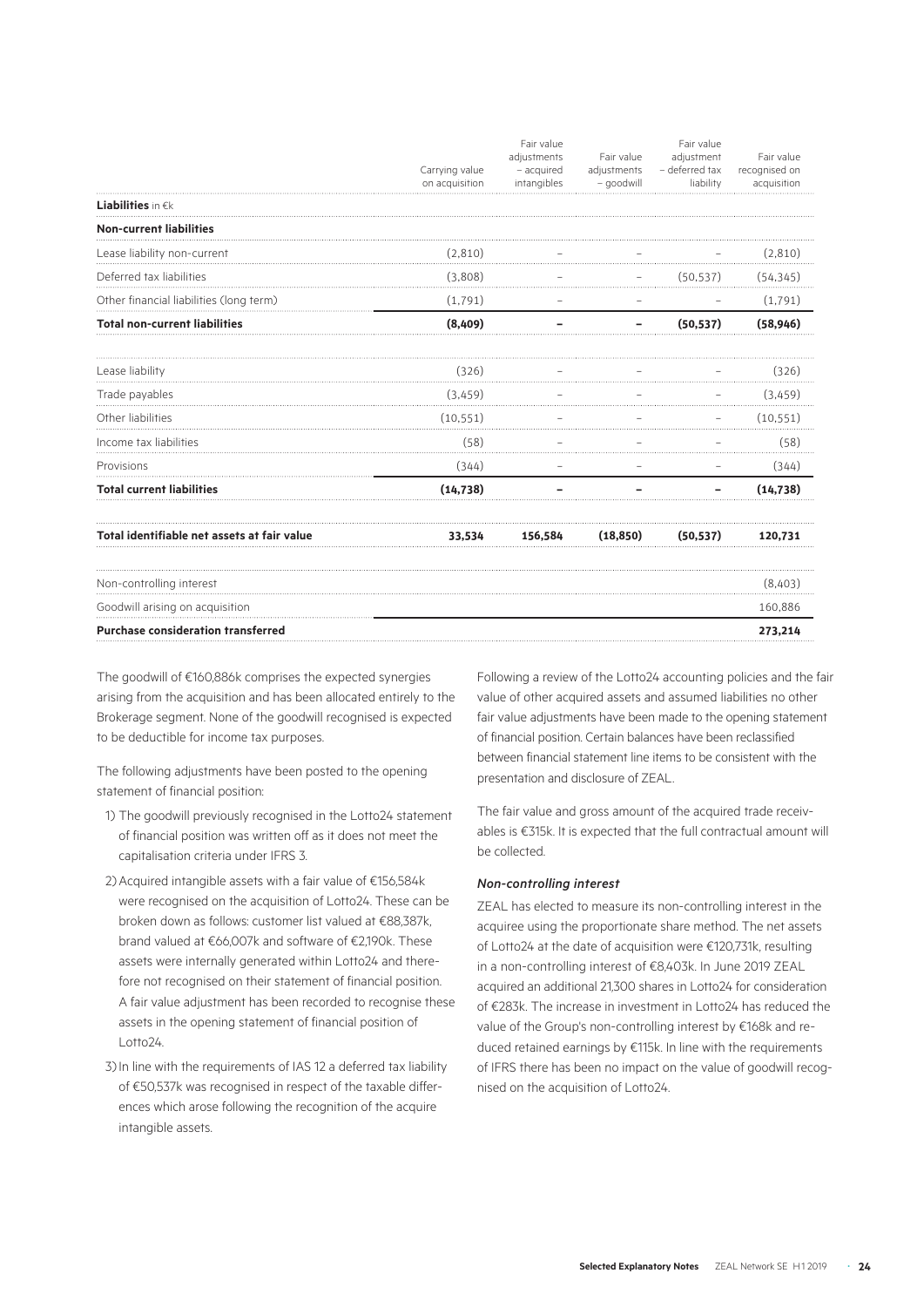| | Carrying value on acquisition | Fair value adjustments – acquired intangibles | Fair value adjustments – goodwill | Fair value adjustment – deferred tax liability | Fair value recognised on acquisition |
|---|---|---|---|---|---|
| **Liabilities** in €k | | | | | |
| **Non-current liabilities** | | | | | |
| Lease liability non-current | (2,810) | – | – | – | (2,810) |
| Deferred tax liabilities | (3,808) | – | – | (50,537) | (54,345) |
| Other financial liabilities (long term) | (1,791) | – | – | – | (1,791) |
| **Total non-current liabilities** | **(8,409)** | **–** | **–** | **(50,537)** | **(58,946)** |
| Lease liability | (326) | – | – | – | (326) |
| Trade payables | (3,459) | – | – | – | (3,459) |
| Other liabilities | (10,551) | – | – | – | (10,551) |
| Income tax liabilities | (58) | – | – | – | (58) |
| Provisions | (344) | – | – | – | (344) |
| **Total current liabilities** | **(14,738)** | **–** | **–** | **–** | **(14,738)** |
| **Total identifiable net assets at fair value** | **33,534** | **156,584** | **(18,850)** | **(50,537)** | **120,731** |
| Non-controlling interest | | | | | (8,403) |
| Goodwill arising on acquisition | | | | | 160,886 |
| **Purchase consideration transferred** | | | | | **273,214** |

The goodwill of €160,886k comprises the expected synergies arising from the acquisition and has been allocated entirely to the Brokerage segment. None of the goodwill recognised is expected to be deductible for income tax purposes.

The following adjustments have been posted to the opening statement of financial position:

1) The goodwill previously recognised in the Lotto24 statement of financial position was written off as it does not meet the capitalisation criteria under IFRS 3.
2) Acquired intangible assets with a fair value of €156,584k were recognised on the acquisition of Lotto24. These can be broken down as follows: customer list valued at €88,387k, brand valued at €66,007k and software of €2,190k. These assets were internally generated within Lotto24 and therefore not recognised on their statement of financial position. A fair value adjustment has been recorded to recognise these assets in the opening statement of financial position of Lotto24.
3) In line with the requirements of IAS 12 a deferred tax liability of €50,537k was recognised in respect of the taxable differences which arose following the recognition of the acquire intangible assets.

Following a review of the Lotto24 accounting policies and the fair value of other acquired assets and assumed liabilities no other fair value adjustments have been made to the opening statement of financial position. Certain balances have been reclassified between financial statement line items to be consistent with the presentation and disclosure of ZEAL.

The fair value and gross amount of the acquired trade receivables is €315k. It is expected that the full contractual amount will be collected.

*Non-controlling interest*

ZEAL has elected to measure its non-controlling interest in the acquiree using the proportionate share method. The net assets of Lotto24 at the date of acquisition were €120,731k, resulting in a non-controlling interest of €8,403k. In June 2019 ZEAL acquired an additional 21,300 shares in Lotto24 for consideration of €283k. The increase in investment in Lotto24 has reduced the value of the Group's non-controlling interest by €168k and reduced retained earnings by €115k. In line with the requirements of IFRS there has been no impact on the value of goodwill recognised on the acquisition of Lotto24.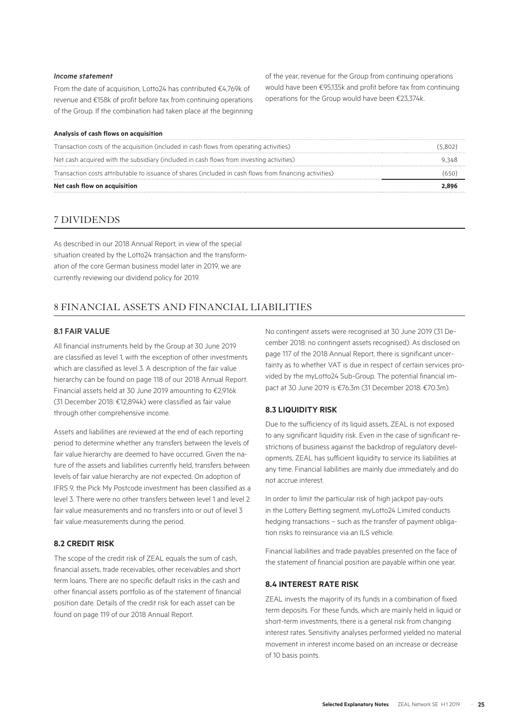### *Income statement*

From the date of acquisition, Lotto24 has contributed €4,769k of revenue and €158k of profit before tax from continuing operations of the Group. If the combination had taken place at the beginning of the year, revenue for the Group from continuing operations would have been €95,135k and profit before tax from continuing operations for the Group would have been €23,374k.

**Analysis of cash flows on acquisition**

| | |
|---|---|
| Transaction costs of the acquisition (included in cash flows from operating activities) | (5,802) |
| Net cash acquired with the subsidiary (included in cash flows from investing activities) | 9,348 |
| Transaction costs attributable to issuance of shares (included in cash flows from financing activities) | (650) |
| **Net cash flow on acquisition** | **2,896** |

# 7 DIVIDENDS

As described in our 2018 Annual Report, in view of the special situation created by the Lotto24 transaction and the transformation of the core German business model later in 2019, we are currently reviewing our dividend policy for 2019.

# 8 FINANCIAL ASSETS AND FINANCIAL LIABILITIES

## 8.1 FAIR VALUE

All financial instruments held by the Group at 30 June 2019 are classified as level 1, with the exception of other investments which are classified as level 3. A description of the fair value hierarchy can be found on page 118 of our 2018 Annual Report. Financial assets held at 30 June 2019 amounting to €2,916k (31 December 2018: €12,894k) were classified as fair value through other comprehensive income.

Assets and liabilities are reviewed at the end of each reporting period to determine whether any transfers between the levels of fair value hierarchy are deemed to have occurred. Given the nature of the assets and liabilities currently held, transfers between levels of fair value hierarchy are not expected. On adoption of IFRS 9, the Pick My Postcode investment has been classified as a level 3. There were no other transfers between level 1 and level 2 fair value measurements and no transfers into or out of level 3 fair value measurements during the period.

## 8.2 CREDIT RISK

The scope of the credit risk of ZEAL equals the sum of cash, financial assets, trade receivables, other receivables and short term loans. There are no specific default risks in the cash and other financial assets portfolio as of the statement of financial position date. Details of the credit risk for each asset can be found on page 119 of our 2018 Annual Report.

No contingent assets were recognised at 30 June 2019 (31 December 2018: no contingent assets recognised). As disclosed on page 117 of the 2018 Annual Report, there is significant uncertainty as to whether VAT is due in respect of certain services provided by the myLotto24 Sub-Group. The potential financial impact at 30 June 2019 is €76.3m (31 December 2018: €70.3m).

## 8.3 LIQUIDITY RISK

Due to the sufficiency of its liquid assets, ZEAL is not exposed to any significant liquidity risk. Even in the case of significant restrictions of business against the backdrop of regulatory developments, ZEAL has sufficient liquidity to service its liabilities at any time. Financial liabilities are mainly due immediately and do not accrue interest.

In order to limit the particular risk of high jackpot pay-outs in the Lottery Betting segment, myLotto24 Limited conducts hedging transactions – such as the transfer of payment obligation risks to reinsurance via an ILS vehicle.

Financial liabilities and trade payables presented on the face of the statement of financial position are payable within one year.

## 8.4 INTEREST RATE RISK

ZEAL invests the majority of its funds in a combination of fixed term deposits. For these funds, which are mainly held in liquid or short-term investments, there is a general risk from changing interest rates. Sensitivity analyses performed yielded no material movement in interest income based on an increase or decrease of 10 basis points.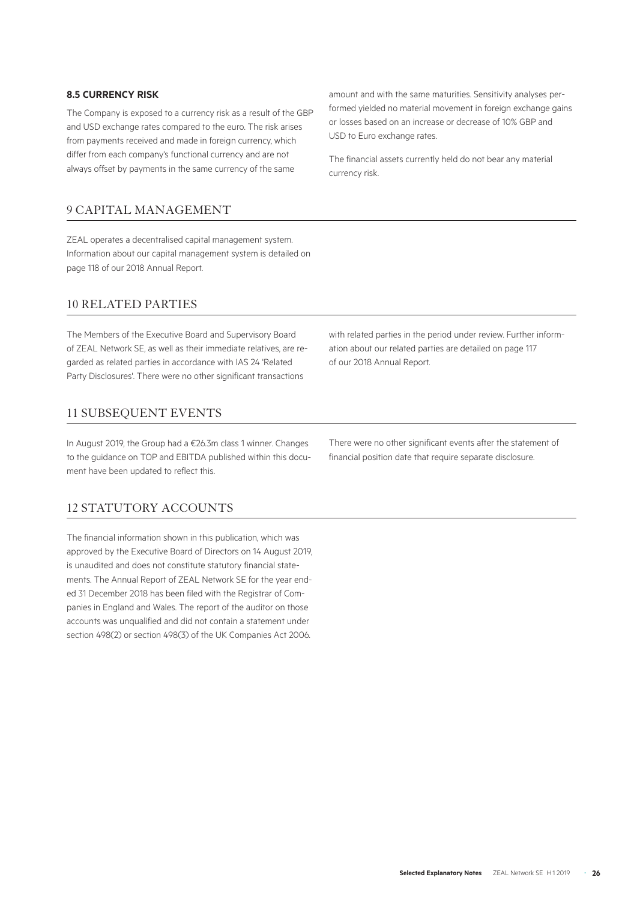### 8.5 CURRENCY RISK

The Company is exposed to a currency risk as a result of the GBP and USD exchange rates compared to the euro. The risk arises from payments received and made in foreign currency, which differ from each company's functional currency and are not always offset by payments in the same currency of the same amount and with the same maturities. Sensitivity analyses performed yielded no material movement in foreign exchange gains or losses based on an increase or decrease of 10% GBP and USD to Euro exchange rates.

The financial assets currently held do not bear any material currency risk.

## 9 CAPITAL MANAGEMENT

ZEAL operates a decentralised capital management system. Information about our capital management system is detailed on page 118 of our 2018 Annual Report.

## 10 RELATED PARTIES

The Members of the Executive Board and Supervisory Board of ZEAL Network SE, as well as their immediate relatives, are regarded as related parties in accordance with IAS 24 'Related Party Disclosures'. There were no other significant transactions with related parties in the period under review. Further information about our related parties are detailed on page 117 of our 2018 Annual Report.

## 11 SUBSEQUENT EVENTS

In August 2019, the Group had a €26.3m class 1 winner. Changes to the guidance on TOP and EBITDA published within this document have been updated to reflect this.

There were no other significant events after the statement of financial position date that require separate disclosure.

## 12 STATUTORY ACCOUNTS

The financial information shown in this publication, which was approved by the Executive Board of Directors on 14 August 2019, is unaudited and does not constitute statutory financial statements. The Annual Report of ZEAL Network SE for the year ended 31 December 2018 has been filed with the Registrar of Companies in England and Wales. The report of the auditor on those accounts was unqualified and did not contain a statement under section 498(2) or section 498(3) of the UK Companies Act 2006.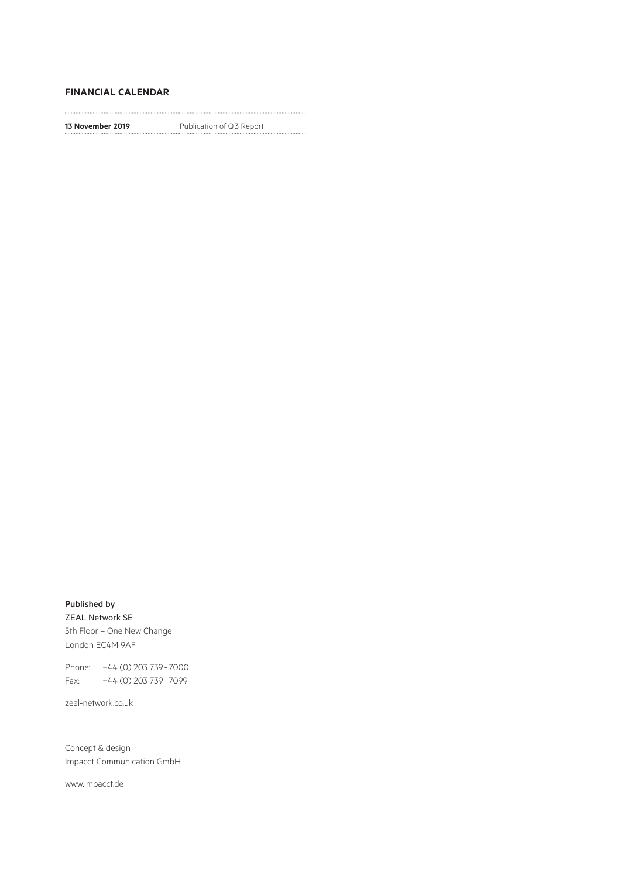## FINANCIAL CALENDAR

| | |
|---|---|
| **13 November 2019** | Publication of Q 3 Report |

Published by
ZEAL Network SE
5th Floor – One New Change
London EC4M 9AF

Phone: +44 (0) 203 739 - 7000
Fax: +44 (0) 203 739 - 7099

zeal-network.co.uk

Concept & design
Impacct Communication GmbH

www.impacct.de